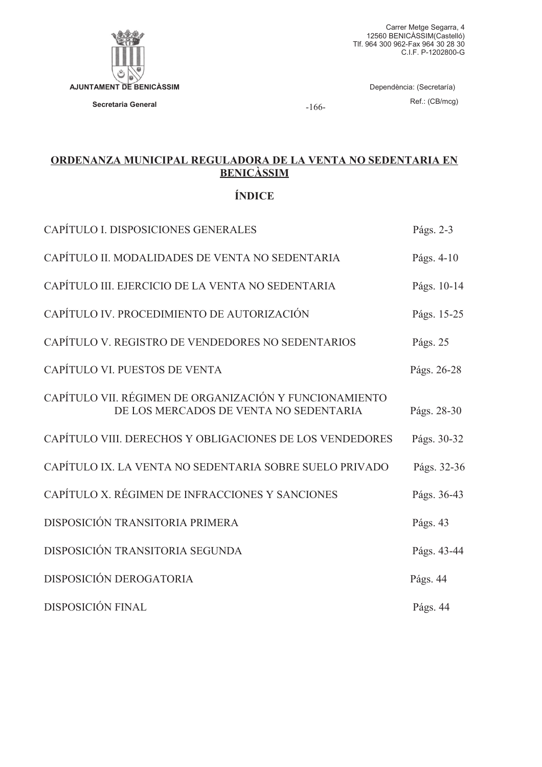AJUNTAMENT DE BENICÀSSIM

Secretaria General

Carrer Metge Segarra, 4
12560 BENICÀSSIM(Castelló)
Tlf. 964 300 962-Fax 964 30 28 30
C.I.F. P-1202800-G

Dependència: (Secretaría)

Ref.: (CB/mcg)

-166-

# ORDENANZA MUNICIPAL REGULADORA DE LA VENTA NO SEDENTARIA EN BENICÀSSIM

## ÍNDICE

| | |
|---|---|
| CAPÍTULO I. DISPOSICIONES GENERALES | Págs. 2-3 |
| CAPÍTULO II. MODALIDADES DE VENTA NO SEDENTARIA | Págs. 4-10 |
| CAPÍTULO III. EJERCICIO DE LA VENTA NO SEDENTARIA | Págs. 10-14 |
| CAPÍTULO IV. PROCEDIMIENTO DE AUTORIZACIÓN | Págs. 15-25 |
| CAPÍTULO V. REGISTRO DE VENDEDORES NO SEDENTARIOS | Págs. 25 |
| CAPÍTULO VI. PUESTOS DE VENTA | Págs. 26-28 |
| CAPÍTULO VII. RÉGIMEN DE ORGANIZACIÓN Y FUNCIONAMIENTO DE LOS MERCADOS DE VENTA NO SEDENTARIA | Págs. 28-30 |
| CAPÍTULO VIII. DERECHOS Y OBLIGACIONES DE LOS VENDEDORES | Págs. 30-32 |
| CAPÍTULO IX. LA VENTA NO SEDENTARIA SOBRE SUELO PRIVADO | Págs. 32-36 |
| CAPÍTULO X. RÉGIMEN DE INFRACCIONES Y SANCIONES | Págs. 36-43 |
| DISPOSICIÓN TRANSITORIA PRIMERA | Págs. 43 |
| DISPOSICIÓN TRANSITORIA SEGUNDA | Págs. 43-44 |
| DISPOSICIÓN DEROGATORIA | Págs. 44 |
| DISPOSICIÓN FINAL | Págs. 44 |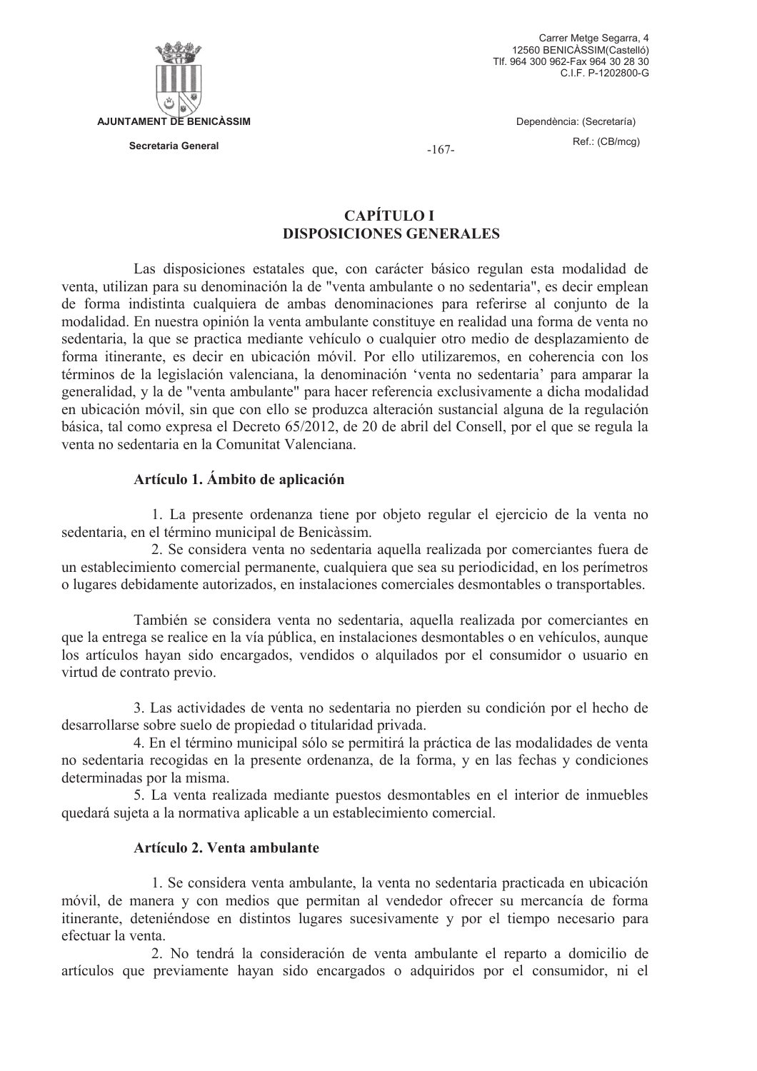## CAPÍTULO I
## DISPOSICIONES GENERALES

Las disposiciones estatales que, con carácter básico regulan esta modalidad de venta, utilizan para su denominación la de "venta ambulante o no sedentaria", es decir emplean de forma indistinta cualquiera de ambas denominaciones para referirse al conjunto de la modalidad. En nuestra opinión la venta ambulante constituye en realidad una forma de venta no sedentaria, la que se practica mediante vehículo o cualquier otro medio de desplazamiento de forma itinerante, es decir en ubicación móvil. Por ello utilizaremos, en coherencia con los términos de la legislación valenciana, la denominación 'venta no sedentaria' para amparar la generalidad, y la de "venta ambulante" para hacer referencia exclusivamente a dicha modalidad en ubicación móvil, sin que con ello se produzca alteración sustancial alguna de la regulación básica, tal como expresa el Decreto 65/2012, de 20 de abril del Consell, por el que se regula la venta no sedentaria en la Comunitat Valenciana.

### Artículo 1. Ámbito de aplicación

1. La presente ordenanza tiene por objeto regular el ejercicio de la venta no sedentaria, en el término municipal de Benicàssim.

2. Se considera venta no sedentaria aquella realizada por comerciantes fuera de un establecimiento comercial permanente, cualquiera que sea su periodicidad, en los perímetros o lugares debidamente autorizados, en instalaciones comerciales desmontables o transportables.

También se considera venta no sedentaria, aquella realizada por comerciantes en que la entrega se realice en la vía pública, en instalaciones desmontables o en vehículos, aunque los artículos hayan sido encargados, vendidos o alquilados por el consumidor o usuario en virtud de contrato previo.

3. Las actividades de venta no sedentaria no pierden su condición por el hecho de desarrollarse sobre suelo de propiedad o titularidad privada.

4. En el término municipal sólo se permitirá la práctica de las modalidades de venta no sedentaria recogidas en la presente ordenanza, de la forma, y en las fechas y condiciones determinadas por la misma.

5. La venta realizada mediante puestos desmontables en el interior de inmuebles quedará sujeta a la normativa aplicable a un establecimiento comercial.

### Artículo 2. Venta ambulante

1. Se considera venta ambulante, la venta no sedentaria practicada en ubicación móvil, de manera y con medios que permitan al vendedor ofrecer su mercancía de forma itinerante, deteniéndose en distintos lugares sucesivamente y por el tiempo necesario para efectuar la venta.

2. No tendrá la consideración de venta ambulante el reparto a domicilio de artículos que previamente hayan sido encargados o adquiridos por el consumidor, ni el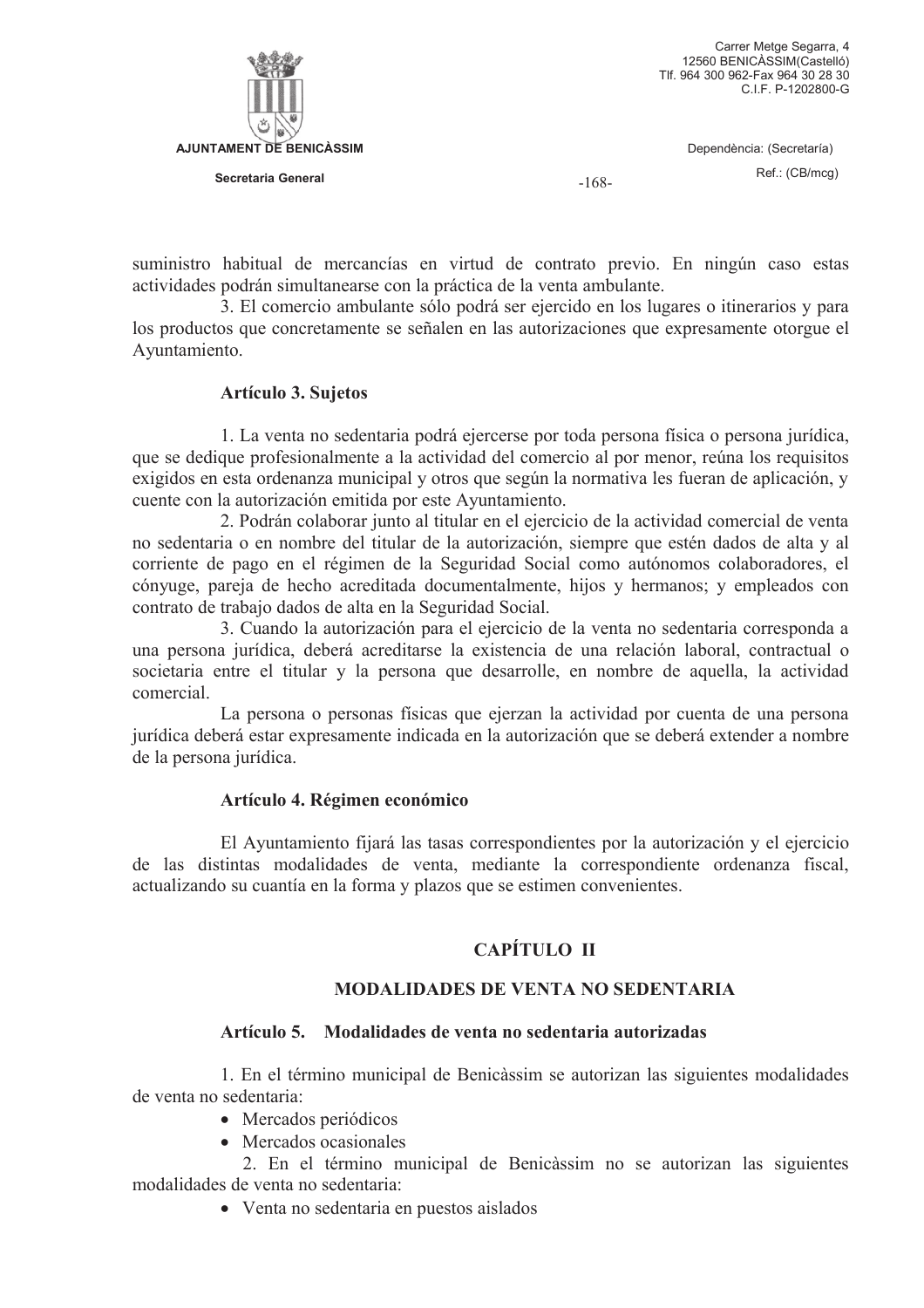suministro habitual de mercancías en virtud de contrato previo. En ningún caso estas actividades podrán simultanearse con la práctica de la venta ambulante.

3. El comercio ambulante sólo podrá ser ejercido en los lugares o itinerarios y para los productos que concretamente se señalen en las autorizaciones que expresamente otorgue el Ayuntamiento.

### Artículo 3. Sujetos

1. La venta no sedentaria podrá ejercerse por toda persona física o persona jurídica, que se dedique profesionalmente a la actividad del comercio al por menor, reúna los requisitos exigidos en esta ordenanza municipal y otros que según la normativa les fueran de aplicación, y cuente con la autorización emitida por este Ayuntamiento.

2. Podrán colaborar junto al titular en el ejercicio de la actividad comercial de venta no sedentaria o en nombre del titular de la autorización, siempre que estén dados de alta y al corriente de pago en el régimen de la Seguridad Social como autónomos colaboradores, el cónyuge, pareja de hecho acreditada documentalmente, hijos y hermanos; y empleados con contrato de trabajo dados de alta en la Seguridad Social.

3. Cuando la autorización para el ejercicio de la venta no sedentaria corresponda a una persona jurídica, deberá acreditarse la existencia de una relación laboral, contractual o societaria entre el titular y la persona que desarrolle, en nombre de aquella, la actividad comercial.

La persona o personas físicas que ejerzan la actividad por cuenta de una persona jurídica deberá estar expresamente indicada en la autorización que se deberá extender a nombre de la persona jurídica.

### Artículo 4. Régimen económico

El Ayuntamiento fijará las tasas correspondientes por la autorización y el ejercicio de las distintas modalidades de venta, mediante la correspondiente ordenanza fiscal, actualizando su cuantía en la forma y plazos que se estimen convenientes.

## CAPÍTULO II

## MODALIDADES DE VENTA NO SEDENTARIA

### Artículo 5. Modalidades de venta no sedentaria autorizadas

1. En el término municipal de Benicàssim se autorizan las siguientes modalidades de venta no sedentaria:

- Mercados periódicos
- Mercados ocasionales

2. En el término municipal de Benicàssim no se autorizan las siguientes modalidades de venta no sedentaria:

- Venta no sedentaria en puestos aislados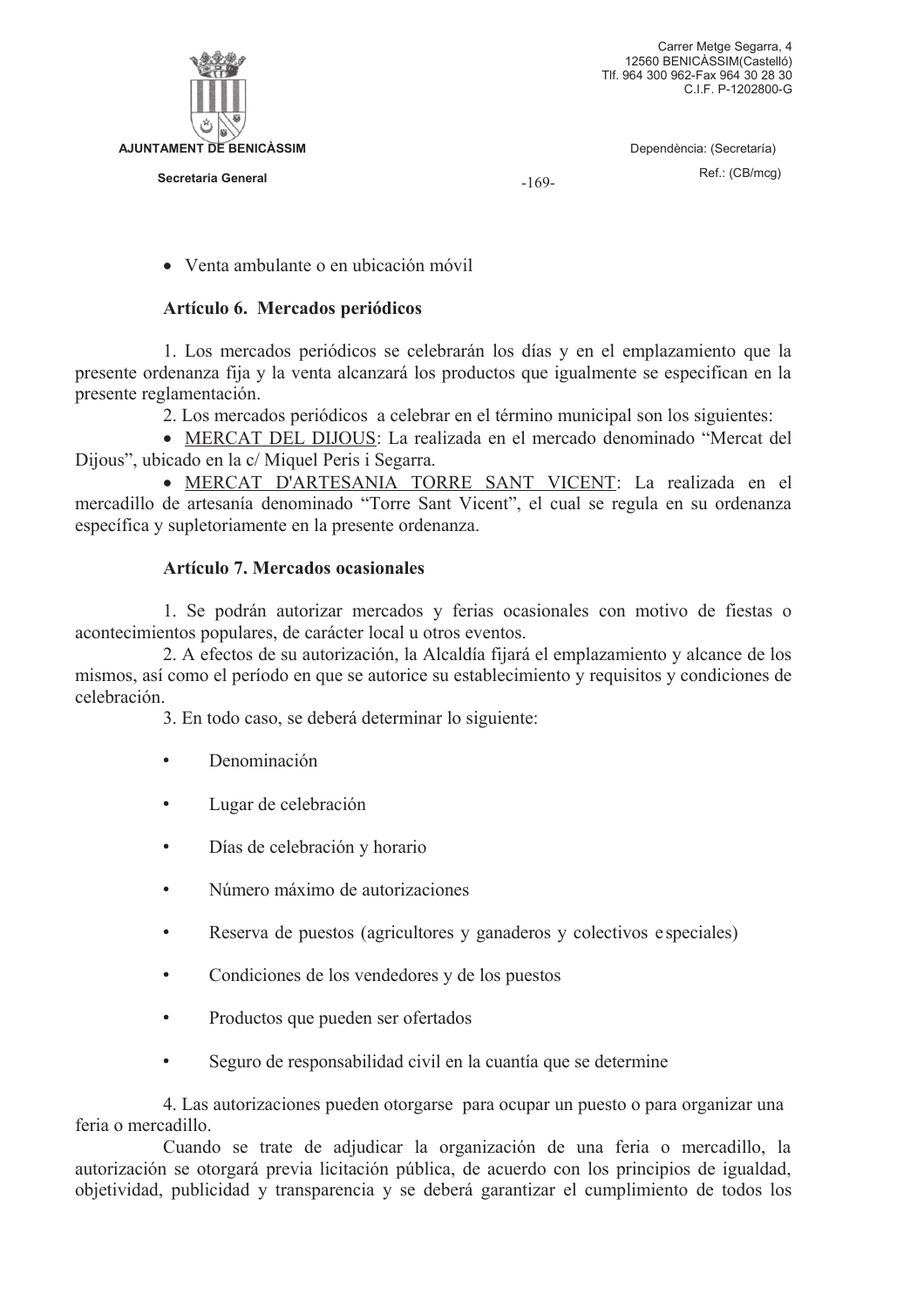- Venta ambulante o en ubicación móvil

### Artículo 6. Mercados periódicos

1. Los mercados periódicos se celebrarán los días y en el emplazamiento que la presente ordenanza fija y la venta alcanzará los productos que igualmente se especifican en la presente reglamentación.

2. Los mercados periódicos a celebrar en el término municipal son los siguientes:

- MERCAT DEL DIJOUS: La realizada en el mercado denominado "Mercat del Dijous", ubicado en la c/ Miquel Peris i Segarra.
- MERCAT D'ARTESANIA TORRE SANT VICENT: La realizada en el mercadillo de artesanía denominado "Torre Sant Vicent", el cual se regula en su ordenanza específica y supletoriamente en la presente ordenanza.

### Artículo 7. Mercados ocasionales

1. Se podrán autorizar mercados y ferias ocasionales con motivo de fiestas o acontecimientos populares, de carácter local u otros eventos.

2. A efectos de su autorización, la Alcaldía fijará el emplazamiento y alcance de los mismos, así como el período en que se autorice su establecimiento y requisitos y condiciones de celebración.

3. En todo caso, se deberá determinar lo siguiente:

- Denominación
- Lugar de celebración
- Días de celebración y horario
- Número máximo de autorizaciones
- Reserva de puestos (agricultores y ganaderos y colectivos especiales)
- Condiciones de los vendedores y de los puestos
- Productos que pueden ser ofertados
- Seguro de responsabilidad civil en la cuantía que se determine

4. Las autorizaciones pueden otorgarse para ocupar un puesto o para organizar una feria o mercadillo.

Cuando se trate de adjudicar la organización de una feria o mercadillo, la autorización se otorgará previa licitación pública, de acuerdo con los principios de igualdad, objetividad, publicidad y transparencia y se deberá garantizar el cumplimiento de todos los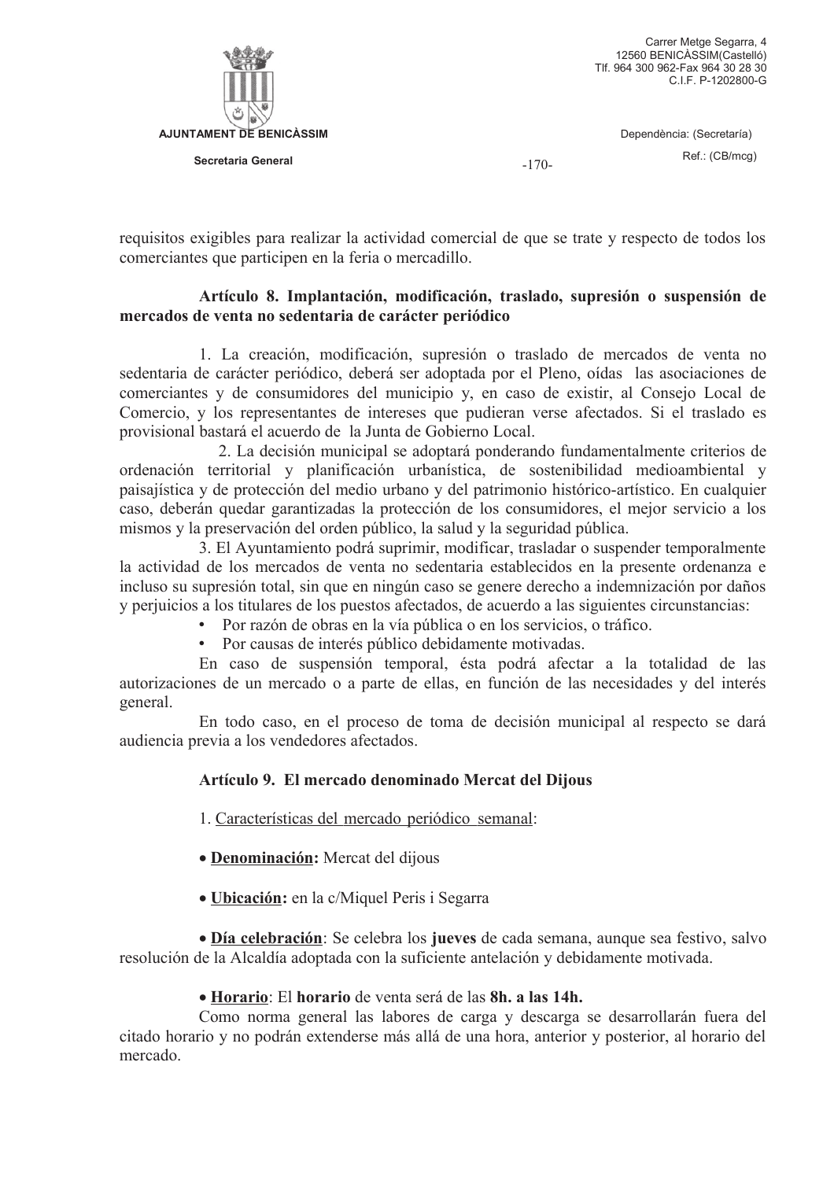requisitos exigibles para realizar la actividad comercial de que se trate y respecto de todos los comerciantes que participen en la feria o mercadillo.

### Artículo 8. Implantación, modificación, traslado, supresión o suspensión de mercados de venta no sedentaria de carácter periódico

1. La creación, modificación, supresión o traslado de mercados de venta no sedentaria de carácter periódico, deberá ser adoptada por el Pleno, oídas las asociaciones de comerciantes y de consumidores del municipio y, en caso de existir, al Consejo Local de Comercio, y los representantes de intereses que pudieran verse afectados. Si el traslado es provisional bastará el acuerdo de la Junta de Gobierno Local.

2. La decisión municipal se adoptará ponderando fundamentalmente criterios de ordenación territorial y planificación urbanística, de sostenibilidad medioambiental y paisajística y de protección del medio urbano y del patrimonio histórico-artístico. En cualquier caso, deberán quedar garantizadas la protección de los consumidores, el mejor servicio a los mismos y la preservación del orden público, la salud y la seguridad pública.

3. El Ayuntamiento podrá suprimir, modificar, trasladar o suspender temporalmente la actividad de los mercados de venta no sedentaria establecidos en la presente ordenanza e incluso su supresión total, sin que en ningún caso se genere derecho a indemnización por daños y perjuicios a los titulares de los puestos afectados, de acuerdo a las siguientes circunstancias:

- Por razón de obras en la vía pública o en los servicios, o tráfico.
- Por causas de interés público debidamente motivadas.

En caso de suspensión temporal, ésta podrá afectar a la totalidad de las autorizaciones de un mercado o a parte de ellas, en función de las necesidades y del interés general.

En todo caso, en el proceso de toma de decisión municipal al respecto se dará audiencia previa a los vendedores afectados.

### Artículo 9. El mercado denominado Mercat del Dijous

1. Características del mercado periódico semanal:

- **Denominación:** Mercat del dijous

- **Ubicación:** en la c/Miquel Peris i Segarra

- **Día celebración**: Se celebra los **jueves** de cada semana, aunque sea festivo, salvo resolución de la Alcaldía adoptada con la suficiente antelación y debidamente motivada.

- **Horario**: El **horario** de venta será de las **8h. a las 14h.**

Como norma general las labores de carga y descarga se desarrollarán fuera del citado horario y no podrán extenderse más allá de una hora, anterior y posterior, al horario del mercado.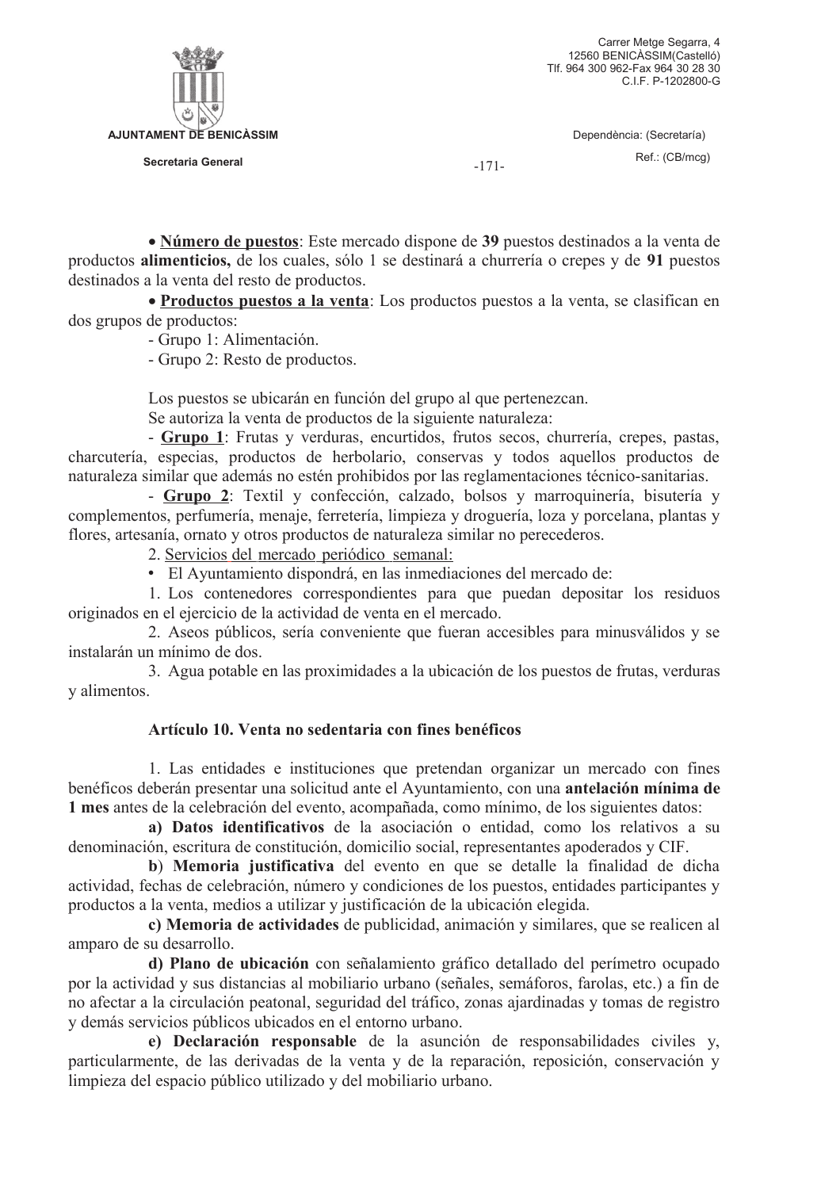- **<u>Número de puestos</u>**: Este mercado dispone de **39** puestos destinados a la venta de productos **alimenticios,** de los cuales, sólo 1 se destinará a churrería o crepes y de **91** puestos destinados a la venta del resto de productos.
- **<u>Productos puestos a la venta</u>**: Los productos puestos a la venta, se clasifican en dos grupos de productos:
  - Grupo 1: Alimentación.
  - Grupo 2: Resto de productos.

Los puestos se ubicarán en función del grupo al que pertenezcan.

Se autoriza la venta de productos de la siguiente naturaleza:

- **<u>Grupo 1</u>**: Frutas y verduras, encurtidos, frutos secos, churrería, crepes, pastas, charcutería, especias, productos de herbolario, conservas y todos aquellos productos de naturaleza similar que además no estén prohibidos por las reglamentaciones técnico-sanitarias.
- **<u>Grupo 2</u>**: Textil y confección, calzado, bolsos y marroquinería, bisutería y complementos, perfumería, menaje, ferretería, limpieza y droguería, loza y porcelana, plantas y flores, artesanía, ornato y otros productos de naturaleza similar no perecederos.

2. <u>Servicios del mercado periódico semanal:</u>

- El Ayuntamiento dispondrá, en las inmediaciones del mercado de:

1. Los contenedores correspondientes para que puedan depositar los residuos originados en el ejercicio de la actividad de venta en el mercado.
2. Aseos públicos, sería conveniente que fueran accesibles para minusválidos y se instalarán un mínimo de dos.
3. Agua potable en las proximidades a la ubicación de los puestos de frutas, verduras y alimentos.

**Artículo 10. Venta no sedentaria con fines benéficos**

1. Las entidades e instituciones que pretendan organizar un mercado con fines benéficos deberán presentar una solicitud ante el Ayuntamiento, con una **antelación mínima de 1 mes** antes de la celebración del evento, acompañada, como mínimo, de los siguientes datos:

**a) Datos identificativos** de la asociación o entidad, como los relativos a su denominación, escritura de constitución, domicilio social, representantes apoderados y CIF.

**b) Memoria justificativa** del evento en que se detalle la finalidad de dicha actividad, fechas de celebración, número y condiciones de los puestos, entidades participantes y productos a la venta, medios a utilizar y justificación de la ubicación elegida.

**c) Memoria de actividades** de publicidad, animación y similares, que se realicen al amparo de su desarrollo.

**d) Plano de ubicación** con señalamiento gráfico detallado del perímetro ocupado por la actividad y sus distancias al mobiliario urbano (señales, semáforos, farolas, etc.) a fin de no afectar a la circulación peatonal, seguridad del tráfico, zonas ajardinadas y tomas de registro y demás servicios públicos ubicados en el entorno urbano.

**e) Declaración responsable** de la asunción de responsabilidades civiles y, particularmente, de las derivadas de la venta y de la reparación, reposición, conservación y limpieza del espacio público utilizado y del mobiliario urbano.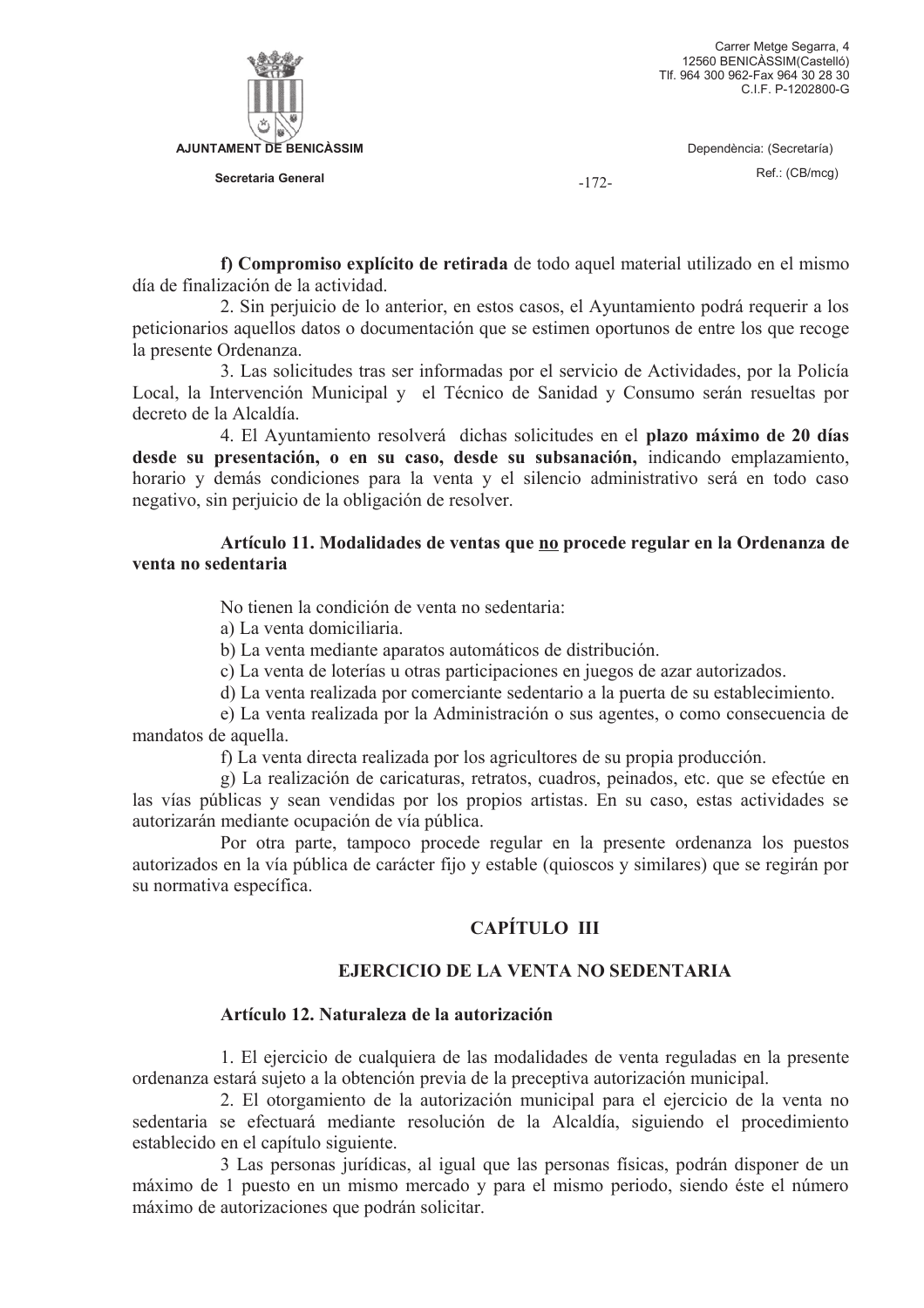**f) Compromiso explícito de retirada** de todo aquel material utilizado en el mismo día de finalización de la actividad.

2. Sin perjuicio de lo anterior, en estos casos, el Ayuntamiento podrá requerir a los peticionarios aquellos datos o documentación que se estimen oportunos de entre los que recoge la presente Ordenanza.

3. Las solicitudes tras ser informadas por el servicio de Actividades, por la Policía Local, la Intervención Municipal y el Técnico de Sanidad y Consumo serán resueltas por decreto de la Alcaldía.

4. El Ayuntamiento resolverá dichas solicitudes en el **plazo máximo de 20 días desde su presentación, o en su caso, desde su subsanación,** indicando emplazamiento, horario y demás condiciones para la venta y el silencio administrativo será en todo caso negativo, sin perjuicio de la obligación de resolver.

### Artículo 11. Modalidades de ventas que <u>no</u> procede regular en la Ordenanza de venta no sedentaria

No tienen la condición de venta no sedentaria:

a) La venta domiciliaria.

b) La venta mediante aparatos automáticos de distribución.

c) La venta de loterías u otras participaciones en juegos de azar autorizados.

d) La venta realizada por comerciante sedentario a la puerta de su establecimiento.

e) La venta realizada por la Administración o sus agentes, o como consecuencia de mandatos de aquella.

f) La venta directa realizada por los agricultores de su propia producción.

g) La realización de caricaturas, retratos, cuadros, peinados, etc. que se efectúe en las vías públicas y sean vendidas por los propios artistas. En su caso, estas actividades se autorizarán mediante ocupación de vía pública.

Por otra parte, tampoco procede regular en la presente ordenanza los puestos autorizados en la vía pública de carácter fijo y estable (quioscos y similares) que se regirán por su normativa específica.

## CAPÍTULO III

## EJERCICIO DE LA VENTA NO SEDENTARIA

### Artículo 12. Naturaleza de la autorización

1. El ejercicio de cualquiera de las modalidades de venta reguladas en la presente ordenanza estará sujeto a la obtención previa de la preceptiva autorización municipal.

2. El otorgamiento de la autorización municipal para el ejercicio de la venta no sedentaria se efectuará mediante resolución de la Alcaldía, siguiendo el procedimiento establecido en el capítulo siguiente.

3 Las personas jurídicas, al igual que las personas físicas, podrán disponer de un máximo de 1 puesto en un mismo mercado y para el mismo periodo, siendo éste el número máximo de autorizaciones que podrán solicitar.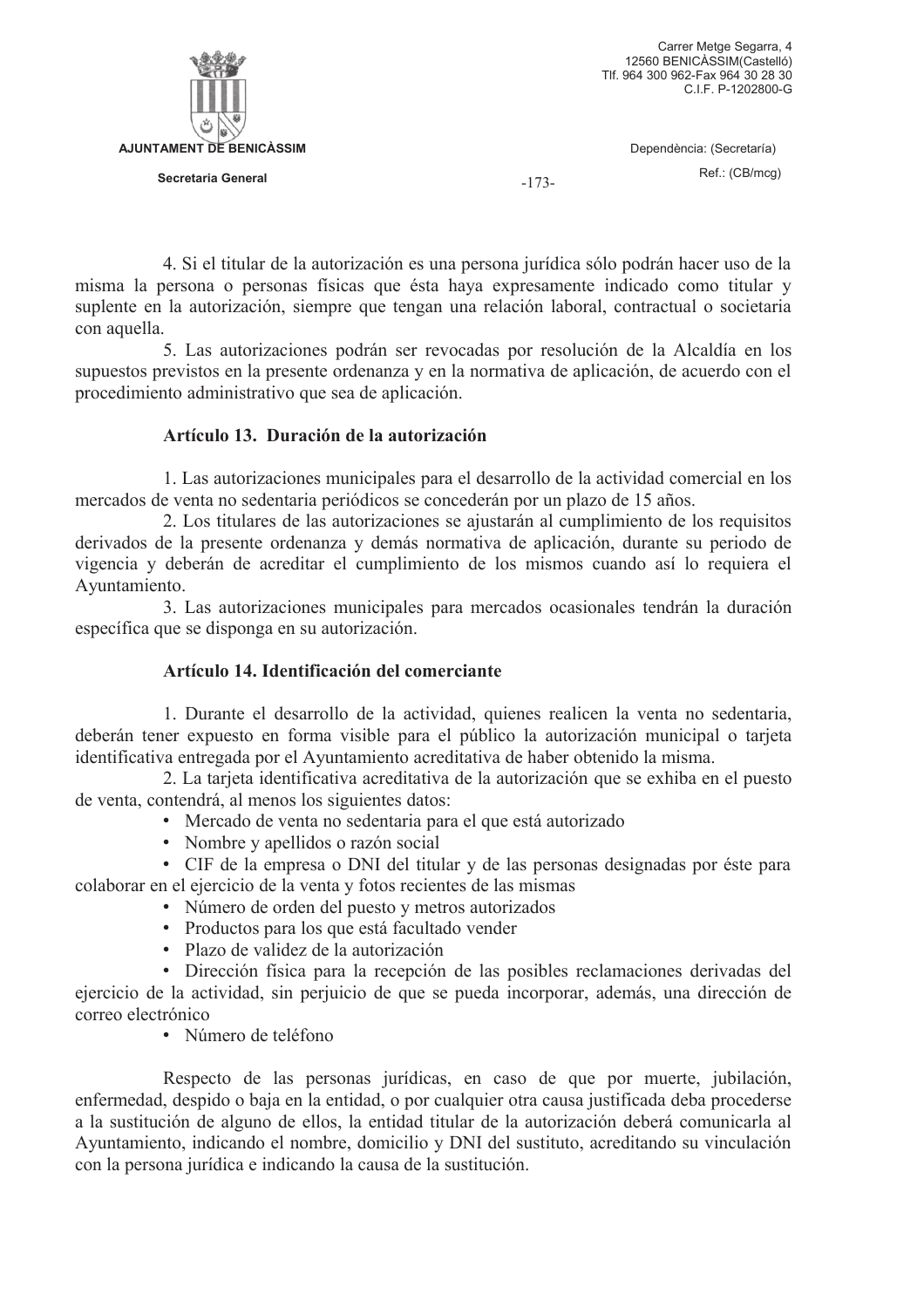4. Si el titular de la autorización es una persona jurídica sólo podrán hacer uso de la misma la persona o personas físicas que ésta haya expresamente indicado como titular y suplente en la autorización, siempre que tengan una relación laboral, contractual o societaria con aquella.

5. Las autorizaciones podrán ser revocadas por resolución de la Alcaldía en los supuestos previstos en la presente ordenanza y en la normativa de aplicación, de acuerdo con el procedimiento administrativo que sea de aplicación.

**Artículo 13. Duración de la autorización**

1. Las autorizaciones municipales para el desarrollo de la actividad comercial en los mercados de venta no sedentaria periódicos se concederán por un plazo de 15 años.

2. Los titulares de las autorizaciones se ajustarán al cumplimiento de los requisitos derivados de la presente ordenanza y demás normativa de aplicación, durante su periodo de vigencia y deberán de acreditar el cumplimiento de los mismos cuando así lo requiera el Ayuntamiento.

3. Las autorizaciones municipales para mercados ocasionales tendrán la duración específica que se disponga en su autorización.

**Artículo 14. Identificación del comerciante**

1. Durante el desarrollo de la actividad, quienes realicen la venta no sedentaria, deberán tener expuesto en forma visible para el público la autorización municipal o tarjeta identificativa entregada por el Ayuntamiento acreditativa de haber obtenido la misma.

2. La tarjeta identificativa acreditativa de la autorización que se exhiba en el puesto de venta, contendrá, al menos los siguientes datos:

- Mercado de venta no sedentaria para el que está autorizado
- Nombre y apellidos o razón social
- CIF de la empresa o DNI del titular y de las personas designadas por éste para colaborar en el ejercicio de la venta y fotos recientes de las mismas
- Número de orden del puesto y metros autorizados
- Productos para los que está facultado vender
- Plazo de validez de la autorización
- Dirección física para la recepción de las posibles reclamaciones derivadas del ejercicio de la actividad, sin perjuicio de que se pueda incorporar, además, una dirección de correo electrónico
- Número de teléfono

Respecto de las personas jurídicas, en caso de que por muerte, jubilación, enfermedad, despido o baja en la entidad, o por cualquier otra causa justificada deba procederse a la sustitución de alguno de ellos, la entidad titular de la autorización deberá comunicarla al Ayuntamiento, indicando el nombre, domicilio y DNI del sustituto, acreditando su vinculación con la persona jurídica e indicando la causa de la sustitución.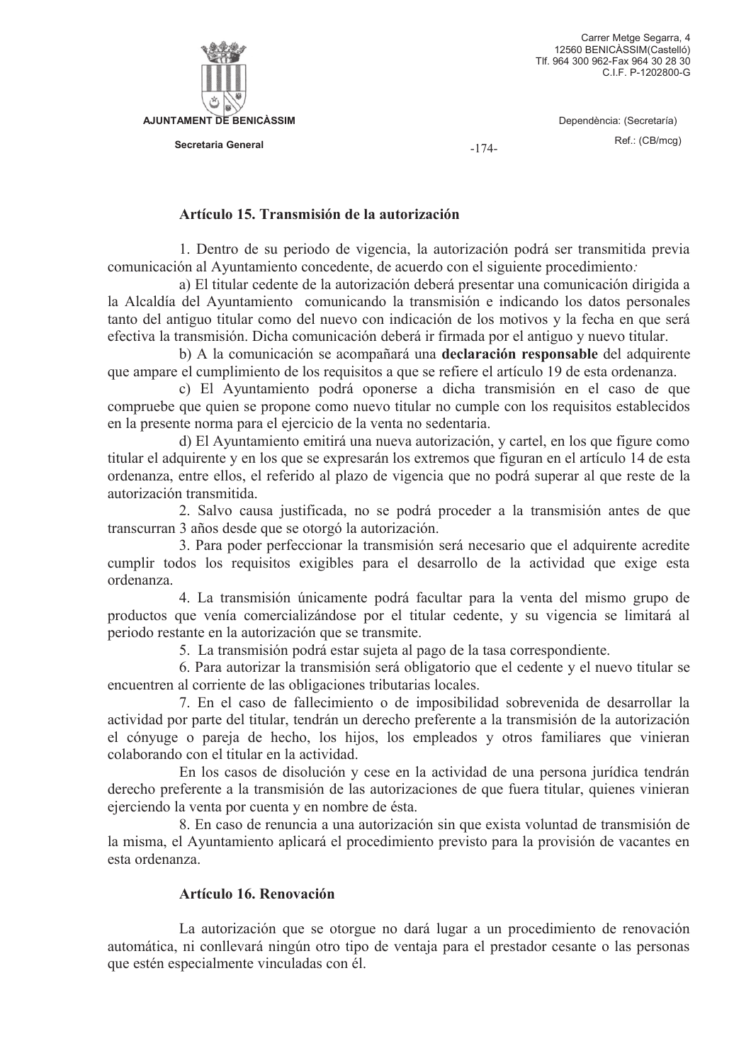## Artículo 15. Transmisión de la autorización

1. Dentro de su periodo de vigencia, la autorización podrá ser transmitida previa comunicación al Ayuntamiento concedente, de acuerdo con el siguiente procedimiento*:*

a) El titular cedente de la autorización deberá presentar una comunicación dirigida a la Alcaldía del Ayuntamiento comunicando la transmisión e indicando los datos personales tanto del antiguo titular como del nuevo con indicación de los motivos y la fecha en que será efectiva la transmisión. Dicha comunicación deberá ir firmada por el antiguo y nuevo titular.

b) A la comunicación se acompañará una **declaración responsable** del adquirente que ampare el cumplimiento de los requisitos a que se refiere el artículo 19 de esta ordenanza.

c) El Ayuntamiento podrá oponerse a dicha transmisión en el caso de que compruebe que quien se propone como nuevo titular no cumple con los requisitos establecidos en la presente norma para el ejercicio de la venta no sedentaria.

d) El Ayuntamiento emitirá una nueva autorización, y cartel, en los que figure como titular el adquirente y en los que se expresarán los extremos que figuran en el artículo 14 de esta ordenanza, entre ellos, el referido al plazo de vigencia que no podrá superar al que reste de la autorización transmitida.

2. Salvo causa justificada, no se podrá proceder a la transmisión antes de que transcurran 3 años desde que se otorgó la autorización.

3. Para poder perfeccionar la transmisión será necesario que el adquirente acredite cumplir todos los requisitos exigibles para el desarrollo de la actividad que exige esta ordenanza.

4. La transmisión únicamente podrá facultar para la venta del mismo grupo de productos que venía comercializándose por el titular cedente, y su vigencia se limitará al periodo restante en la autorización que se transmite.

5. La transmisión podrá estar sujeta al pago de la tasa correspondiente.

6. Para autorizar la transmisión será obligatorio que el cedente y el nuevo titular se encuentren al corriente de las obligaciones tributarias locales.

7. En el caso de fallecimiento o de imposibilidad sobrevenida de desarrollar la actividad por parte del titular, tendrán un derecho preferente a la transmisión de la autorización el cónyuge o pareja de hecho, los hijos, los empleados y otros familiares que vinieran colaborando con el titular en la actividad.

En los casos de disolución y cese en la actividad de una persona jurídica tendrán derecho preferente a la transmisión de las autorizaciones de que fuera titular, quienes vinieran ejerciendo la venta por cuenta y en nombre de ésta.

8. En caso de renuncia a una autorización sin que exista voluntad de transmisión de la misma, el Ayuntamiento aplicará el procedimiento previsto para la provisión de vacantes en esta ordenanza.

## Artículo 16. Renovación

La autorización que se otorgue no dará lugar a un procedimiento de renovación automática, ni conllevará ningún otro tipo de ventaja para el prestador cesante o las personas que estén especialmente vinculadas con él.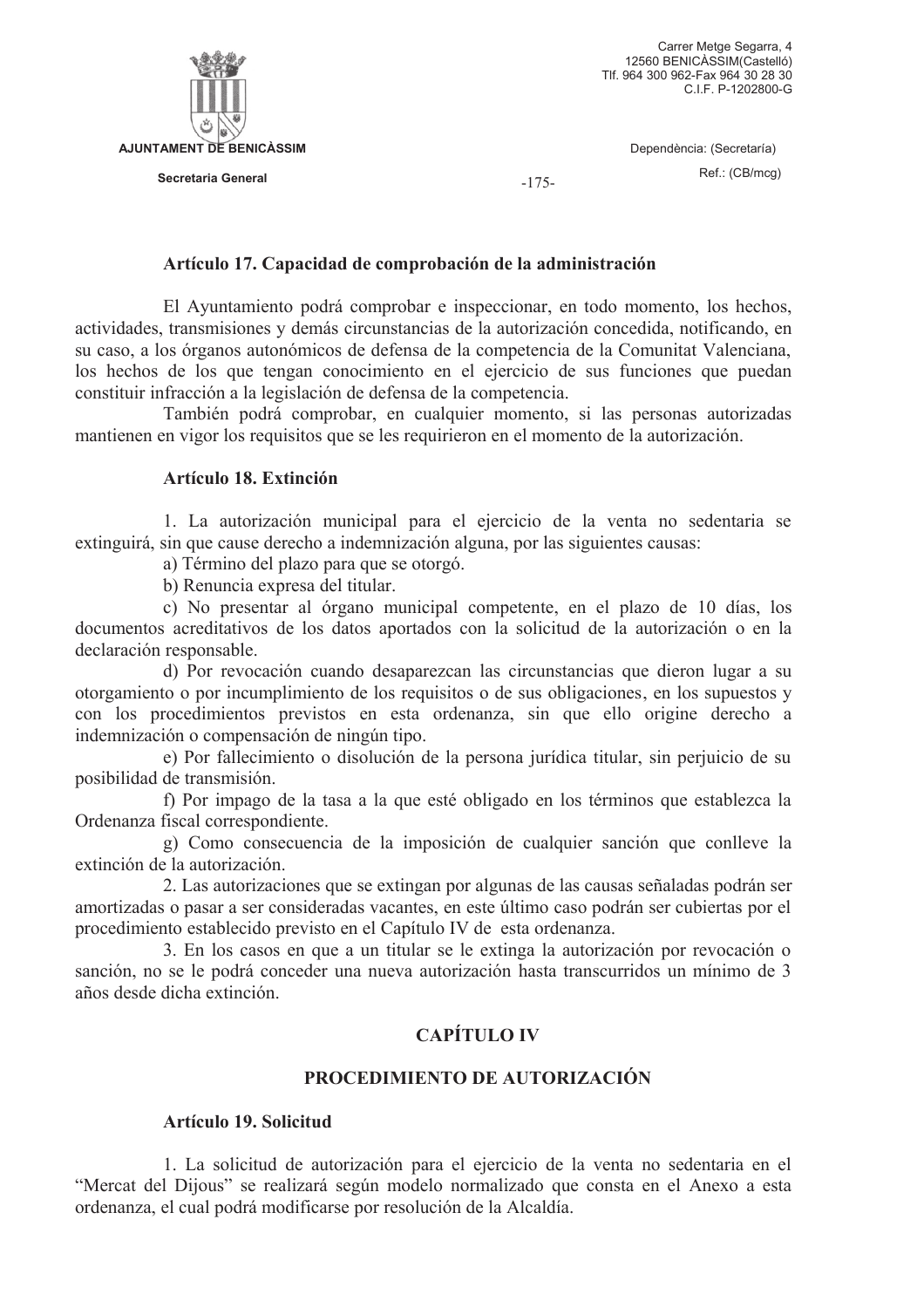### Artículo 17. Capacidad de comprobación de la administración

El Ayuntamiento podrá comprobar e inspeccionar, en todo momento, los hechos, actividades, transmisiones y demás circunstancias de la autorización concedida, notificando, en su caso, a los órganos autonómicos de defensa de la competencia de la Comunitat Valenciana, los hechos de los que tengan conocimiento en el ejercicio de sus funciones que puedan constituir infracción a la legislación de defensa de la competencia.

También podrá comprobar, en cualquier momento, si las personas autorizadas mantienen en vigor los requisitos que se les requirieron en el momento de la autorización.

### Artículo 18. Extinción

1. La autorización municipal para el ejercicio de la venta no sedentaria se extinguirá, sin que cause derecho a indemnización alguna, por las siguientes causas:

a) Término del plazo para que se otorgó.

b) Renuncia expresa del titular.

c) No presentar al órgano municipal competente, en el plazo de 10 días, los documentos acreditativos de los datos aportados con la solicitud de la autorización o en la declaración responsable.

d) Por revocación cuando desaparezcan las circunstancias que dieron lugar a su otorgamiento o por incumplimiento de los requisitos o de sus obligaciones, en los supuestos y con los procedimientos previstos en esta ordenanza, sin que ello origine derecho a indemnización o compensación de ningún tipo.

e) Por fallecimiento o disolución de la persona jurídica titular, sin perjuicio de su posibilidad de transmisión.

f) Por impago de la tasa a la que esté obligado en los términos que establezca la Ordenanza fiscal correspondiente.

g) Como consecuencia de la imposición de cualquier sanción que conlleve la extinción de la autorización.

2. Las autorizaciones que se extingan por algunas de las causas señaladas podrán ser amortizadas o pasar a ser consideradas vacantes, en este último caso podrán ser cubiertas por el procedimiento establecido previsto en el Capítulo IV de esta ordenanza.

3. En los casos en que a un titular se le extinga la autorización por revocación o sanción, no se le podrá conceder una nueva autorización hasta transcurridos un mínimo de 3 años desde dicha extinción.

## CAPÍTULO IV

## PROCEDIMIENTO DE AUTORIZACIÓN

### Artículo 19. Solicitud

1. La solicitud de autorización para el ejercicio de la venta no sedentaria en el "Mercat del Dijous" se realizará según modelo normalizado que consta en el Anexo a esta ordenanza, el cual podrá modificarse por resolución de la Alcaldía.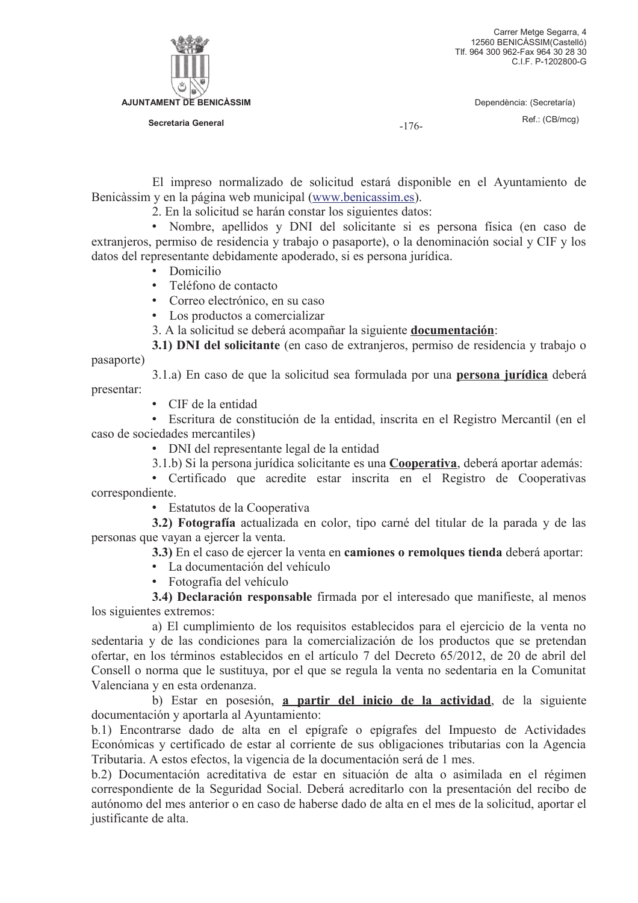El impreso normalizado de solicitud estará disponible en el Ayuntamiento de Benicàssim y en la página web municipal (www.benicassim.es).

2. En la solicitud se harán constar los siguientes datos:

- Nombre, apellidos y DNI del solicitante si es persona física (en caso de extranjeros, permiso de residencia y trabajo o pasaporte), o la denominación social y CIF y los datos del representante debidamente apoderado, si es persona jurídica.
- Domicilio
- Teléfono de contacto
- Correo electrónico, en su caso
- Los productos a comercializar

3. A la solicitud se deberá acompañar la siguiente **documentación**:

**3.1) DNI del solicitante** (en caso de extranjeros, permiso de residencia y trabajo o pasaporte)

3.1.a) En caso de que la solicitud sea formulada por una **persona jurídica** deberá presentar:

- CIF de la entidad
- Escritura de constitución de la entidad, inscrita en el Registro Mercantil (en el caso de sociedades mercantiles)
- DNI del representante legal de la entidad

3.1.b) Si la persona jurídica solicitante es una **Cooperativa**, deberá aportar además:

- Certificado que acredite estar inscrita en el Registro de Cooperativas correspondiente.
- Estatutos de la Cooperativa

**3.2) Fotografía** actualizada en color, tipo carné del titular de la parada y de las personas que vayan a ejercer la venta.

**3.3)** En el caso de ejercer la venta en **camiones o remolques tienda** deberá aportar:

- La documentación del vehículo
- Fotografía del vehículo

**3.4) Declaración responsable** firmada por el interesado que manifieste, al menos los siguientes extremos:

a) El cumplimiento de los requisitos establecidos para el ejercicio de la venta no sedentaria y de las condiciones para la comercialización de los productos que se pretendan ofertar, en los términos establecidos en el artículo 7 del Decreto 65/2012, de 20 de abril del Consell o norma que le sustituya, por el que se regula la venta no sedentaria en la Comunitat Valenciana y en esta ordenanza.

b) Estar en posesión, **a partir del inicio de la actividad**, de la siguiente documentación y aportarla al Ayuntamiento:

b.1) Encontrarse dado de alta en el epígrafe o epígrafes del Impuesto de Actividades Económicas y certificado de estar al corriente de sus obligaciones tributarias con la Agencia Tributaria. A estos efectos, la vigencia de la documentación será de 1 mes.

b.2) Documentación acreditativa de estar en situación de alta o asimilada en el régimen correspondiente de la Seguridad Social. Deberá acreditarlo con la presentación del recibo de autónomo del mes anterior o en caso de haberse dado de alta en el mes de la solicitud, aportar el justificante de alta.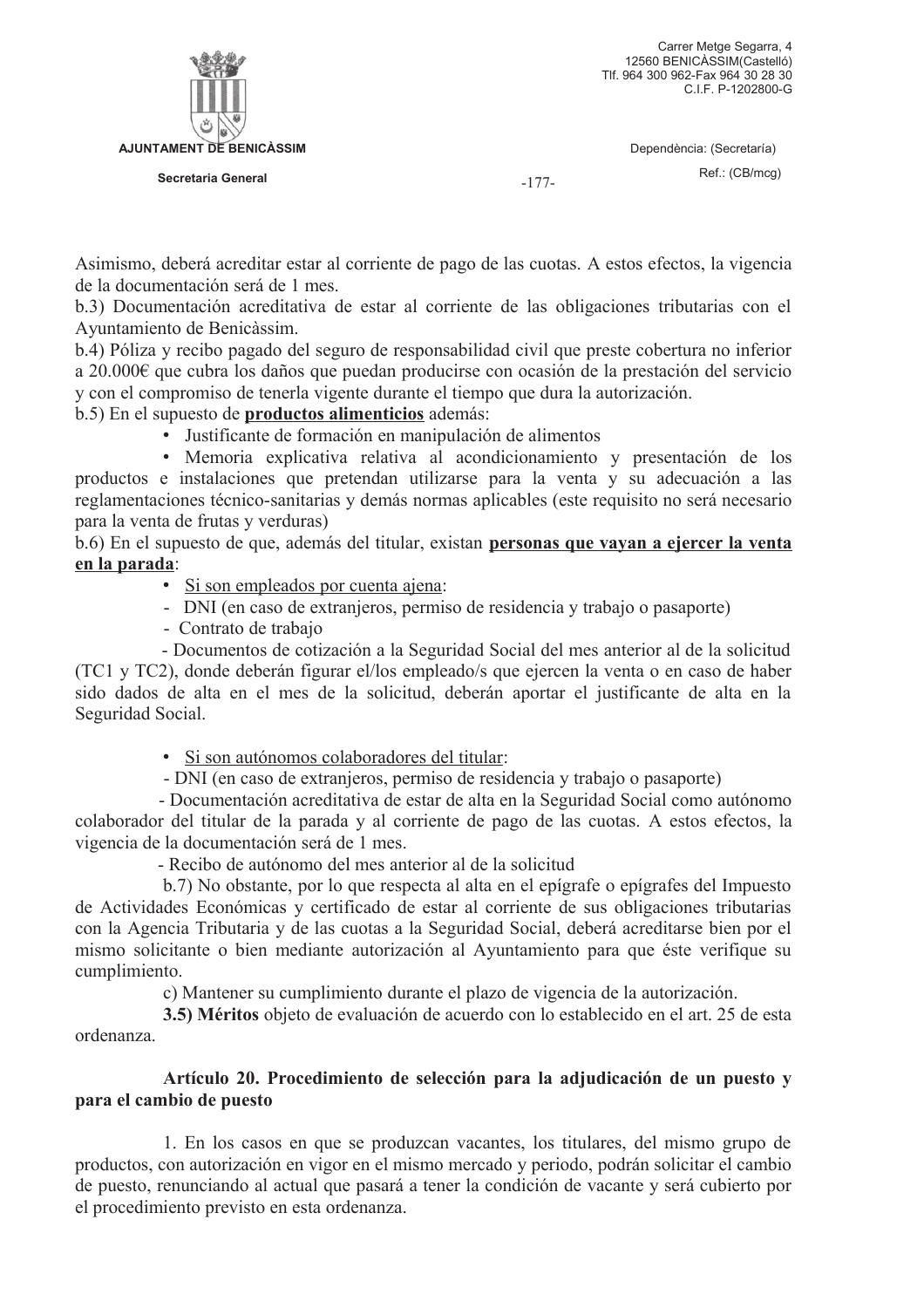Asimismo, deberá acreditar estar al corriente de pago de las cuotas. A estos efectos, la vigencia de la documentación será de 1 mes.

b.3) Documentación acreditativa de estar al corriente de las obligaciones tributarias con el Ayuntamiento de Benicàssim.

b.4) Póliza y recibo pagado del seguro de responsabilidad civil que preste cobertura no inferior a 20.000€ que cubra los daños que puedan producirse con ocasión de la prestación del servicio y con el compromiso de tenerla vigente durante el tiempo que dura la autorización.

b.5) En el supuesto de **<u>productos alimenticios</u>** además:

- Justificante de formación en manipulación de alimentos
- Memoria explicativa relativa al acondicionamiento y presentación de los productos e instalaciones que pretendan utilizarse para la venta y su adecuación a las reglamentaciones técnico-sanitarias y demás normas aplicables (este requisito no será necesario para la venta de frutas y verduras)

b.6) En el supuesto de que, además del titular, existan **<u>personas que vayan a ejercer la venta en la parada</u>**:

- <u>Si son empleados por cuenta ajena</u>:
  - DNI (en caso de extranjeros, permiso de residencia y trabajo o pasaporte)
  - Contrato de trabajo
  - Documentos de cotización a la Seguridad Social del mes anterior al de la solicitud (TC1 y TC2), donde deberán figurar el/los empleado/s que ejercen la venta o en caso de haber sido dados de alta en el mes de la solicitud, deberán aportar el justificante de alta en la Seguridad Social.

- <u>Si son autónomos colaboradores del titular</u>:
  - DNI (en caso de extranjeros, permiso de residencia y trabajo o pasaporte)
  - Documentación acreditativa de estar de alta en la Seguridad Social como autónomo colaborador del titular de la parada y al corriente de pago de las cuotas. A estos efectos, la vigencia de la documentación será de 1 mes.
  - Recibo de autónomo del mes anterior al de la solicitud

b.7) No obstante, por lo que respecta al alta en el epígrafe o epígrafes del Impuesto de Actividades Económicas y certificado de estar al corriente de sus obligaciones tributarias con la Agencia Tributaria y de las cuotas a la Seguridad Social, deberá acreditarse bien por el mismo solicitante o bien mediante autorización al Ayuntamiento para que éste verifique su cumplimiento.

c) Mantener su cumplimiento durante el plazo de vigencia de la autorización.

**3.5) Méritos** objeto de evaluación de acuerdo con lo establecido en el art. 25 de esta ordenanza.

### Artículo 20. Procedimiento de selección para la adjudicación de un puesto y para el cambio de puesto

1. En los casos en que se produzcan vacantes, los titulares, del mismo grupo de productos, con autorización en vigor en el mismo mercado y periodo, podrán solicitar el cambio de puesto, renunciando al actual que pasará a tener la condición de vacante y será cubierto por el procedimiento previsto en esta ordenanza.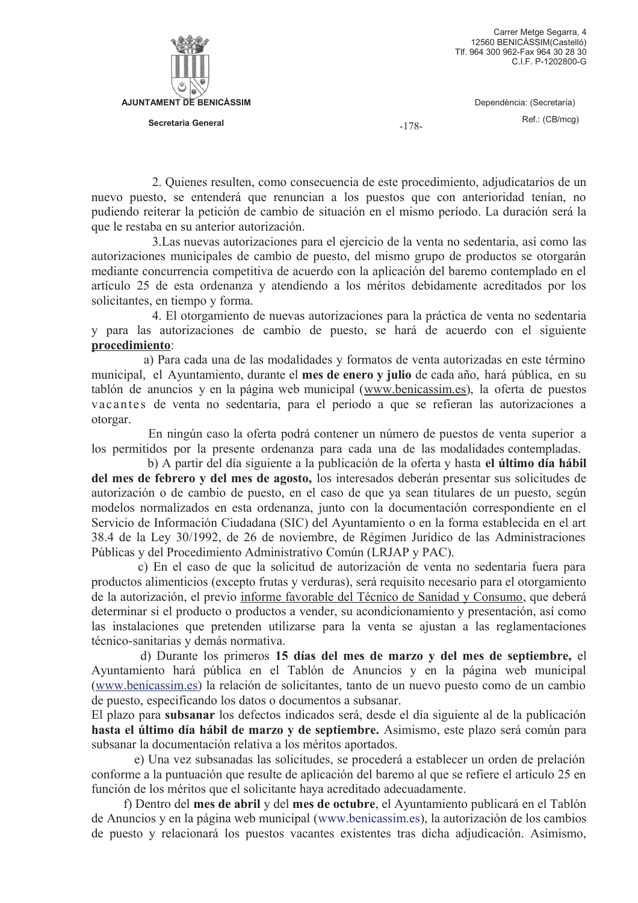2. Quienes resulten, como consecuencia de este procedimiento, adjudicatarios de un nuevo puesto, se entenderá que renuncian a los puestos que con anterioridad tenían, no pudiendo reiterar la petición de cambio de situación en el mismo período. La duración será la que le restaba en su anterior autorización.

3.Las nuevas autorizaciones para el ejercicio de la venta no sedentaria, así como las autorizaciones municipales de cambio de puesto, del mismo grupo de productos se otorgarán mediante concurrencia competitiva de acuerdo con la aplicación del baremo contemplado en el artículo 25 de esta ordenanza y atendiendo a los méritos debidamente acreditados por los solicitantes, en tiempo y forma.

4. El otorgamiento de nuevas autorizaciones para la práctica de venta no sedentaria y para las autorizaciones de cambio de puesto, se hará de acuerdo con el siguiente **procedimiento**:

a) Para cada una de las modalidades y formatos de venta autorizadas en este término municipal, el Ayuntamiento, durante el **mes de enero y julio** de cada año, hará pública, en su tablón de anuncios y en la página web municipal (www.benicassim.es), la oferta de puestos vacantes de venta no sedentaria, para el periodo a que se refieran las autorizaciones a otorgar.

En ningún caso la oferta podrá contener un número de puestos de venta superior a los permitidos por la presente ordenanza para cada una de las modalidades contempladas.

b) A partir del día siguiente a la publicación de la oferta y hasta **el último día hábil del mes de febrero y del mes de agosto,** los interesados deberán presentar sus solicitudes de autorización o de cambio de puesto, en el caso de que ya sean titulares de un puesto, según modelos normalizados en esta ordenanza, junto con la documentación correspondiente en el Servicio de Información Ciudadana (SIC) del Ayuntamiento o en la forma establecida en el art 38.4 de la Ley 30/1992, de 26 de noviembre, de Régimen Jurídico de las Administraciones Públicas y del Procedimiento Administrativo Común (LRJAP y PAC).

c) En el caso de que la solicitud de autorización de venta no sedentaria fuera para productos alimenticios (excepto frutas y verduras), será requisito necesario para el otorgamiento de la autorización, el previo informe favorable del Técnico de Sanidad y Consumo, que deberá determinar si el producto o productos a vender, su acondicionamiento y presentación, así como las instalaciones que pretenden utilizarse para la venta se ajustan a las reglamentaciones técnico-sanitarias y demás normativa.

d) Durante los primeros **15 días del mes de marzo y del mes de septiembre,** el Ayuntamiento hará pública en el Tablón de Anuncios y en la página web municipal (www.benicassim.es) la relación de solicitantes, tanto de un nuevo puesto como de un cambio de puesto, especificando los datos o documentos a subsanar.

El plazo para **subsanar** los defectos indicados será, desde el día siguiente al de la publicación **hasta el último día hábil de marzo y de septiembre.** Asimismo, este plazo será común para subsanar la documentación relativa a los méritos aportados.

e) Una vez subsanadas las solicitudes, se procederá a establecer un orden de prelación conforme a la puntuación que resulte de aplicación del baremo al que se refiere el artículo 25 en función de los méritos que el solicitante haya acreditado adecuadamente.

f) Dentro del **mes de abril** y del **mes de octubre**, el Ayuntamiento publicará en el Tablón de Anuncios y en la página web municipal (www.benicassim.es), la autorización de los cambios de puesto y relacionará los puestos vacantes existentes tras dicha adjudicación. Asimismo,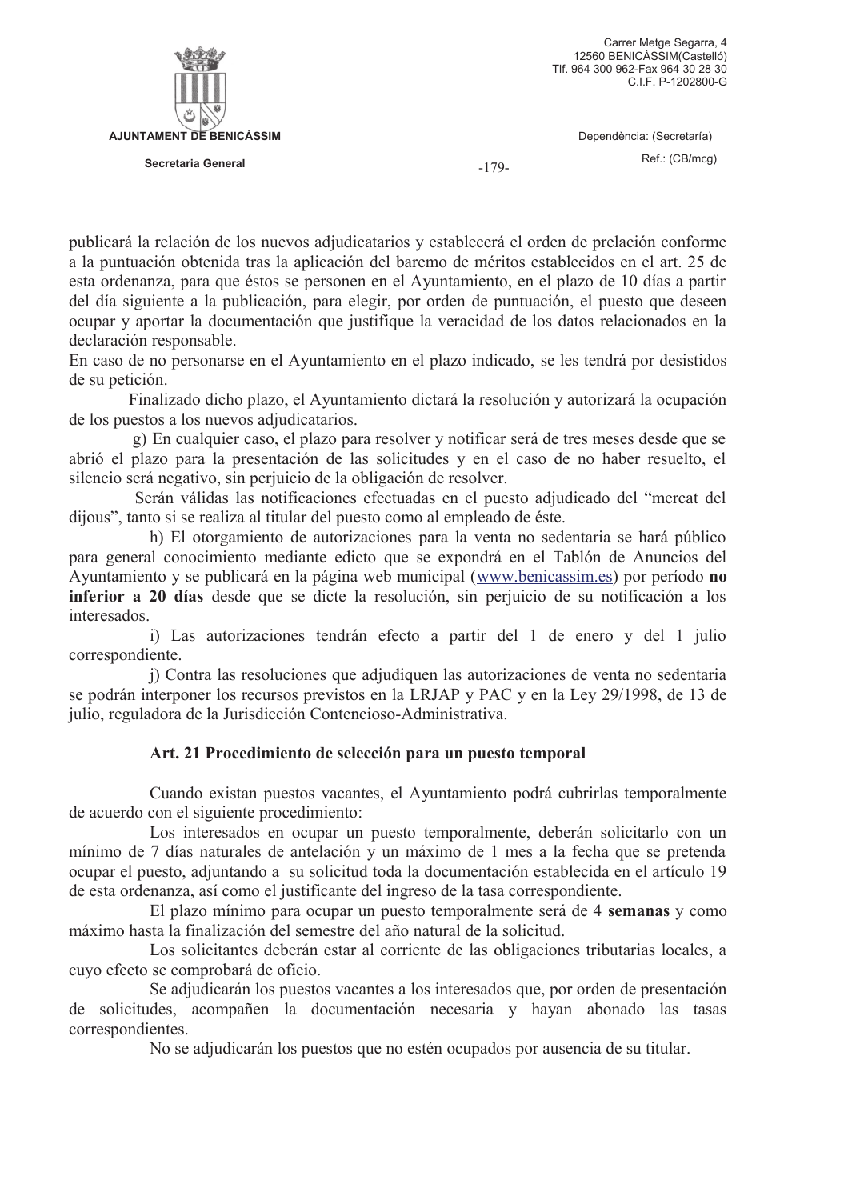publicará la relación de los nuevos adjudicatarios y establecerá el orden de prelación conforme a la puntuación obtenida tras la aplicación del baremo de méritos establecidos en el art. 25 de esta ordenanza, para que éstos se personen en el Ayuntamiento, en el plazo de 10 días a partir del día siguiente a la publicación, para elegir, por orden de puntuación, el puesto que deseen ocupar y aportar la documentación que justifique la veracidad de los datos relacionados en la declaración responsable.

En caso de no personarse en el Ayuntamiento en el plazo indicado, se les tendrá por desistidos de su petición.

Finalizado dicho plazo, el Ayuntamiento dictará la resolución y autorizará la ocupación de los puestos a los nuevos adjudicatarios.

g) En cualquier caso, el plazo para resolver y notificar será de tres meses desde que se abrió el plazo para la presentación de las solicitudes y en el caso de no haber resuelto, el silencio será negativo, sin perjuicio de la obligación de resolver.

Serán válidas las notificaciones efectuadas en el puesto adjudicado del "mercat del dijous", tanto si se realiza al titular del puesto como al empleado de éste.

h) El otorgamiento de autorizaciones para la venta no sedentaria se hará público para general conocimiento mediante edicto que se expondrá en el Tablón de Anuncios del Ayuntamiento y se publicará en la página web municipal (www.benicassim.es) por período **no inferior a 20 días** desde que se dicte la resolución, sin perjuicio de su notificación a los interesados.

i) Las autorizaciones tendrán efecto a partir del 1 de enero y del 1 julio correspondiente.

j) Contra las resoluciones que adjudiquen las autorizaciones de venta no sedentaria se podrán interponer los recursos previstos en la LRJAP y PAC y en la Ley 29/1998, de 13 de julio, reguladora de la Jurisdicción Contencioso-Administrativa.

### Art. 21 Procedimiento de selección para un puesto temporal

Cuando existan puestos vacantes, el Ayuntamiento podrá cubrirlas temporalmente de acuerdo con el siguiente procedimiento:

Los interesados en ocupar un puesto temporalmente, deberán solicitarlo con un mínimo de 7 días naturales de antelación y un máximo de 1 mes a la fecha que se pretenda ocupar el puesto, adjuntando a su solicitud toda la documentación establecida en el artículo 19 de esta ordenanza, así como el justificante del ingreso de la tasa correspondiente.

El plazo mínimo para ocupar un puesto temporalmente será de 4 **semanas** y como máximo hasta la finalización del semestre del año natural de la solicitud.

Los solicitantes deberán estar al corriente de las obligaciones tributarias locales, a cuyo efecto se comprobará de oficio.

Se adjudicarán los puestos vacantes a los interesados que, por orden de presentación de solicitudes, acompañen la documentación necesaria y hayan abonado las tasas correspondientes.

No se adjudicarán los puestos que no estén ocupados por ausencia de su titular.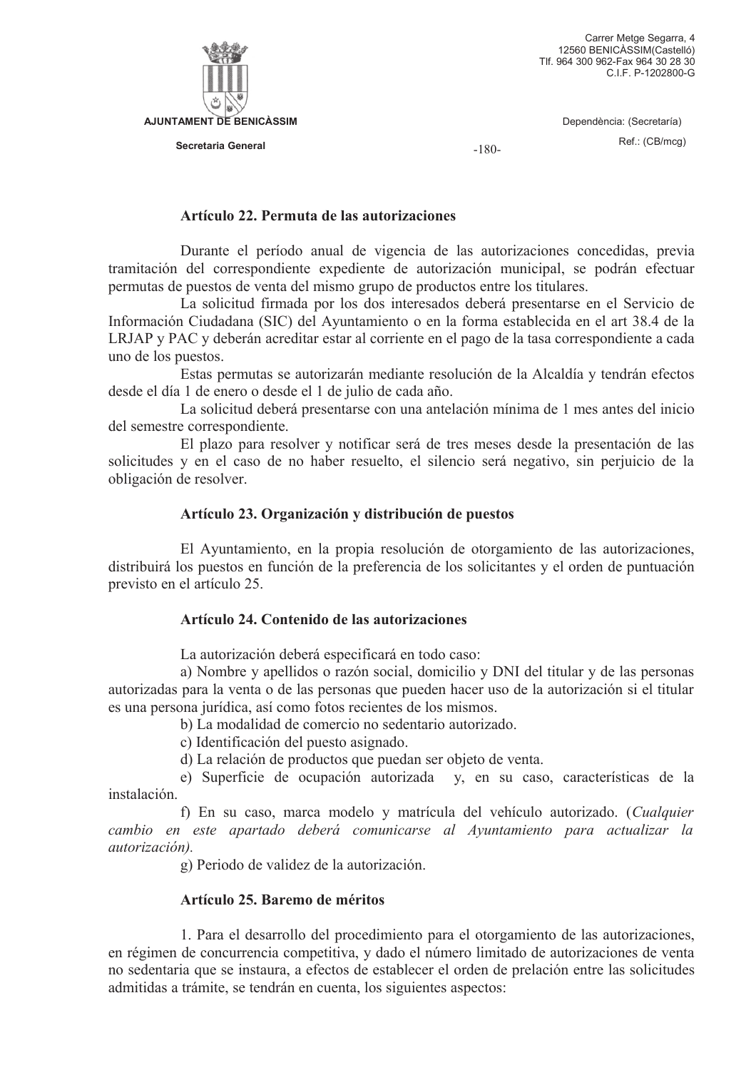### Artículo 22. Permuta de las autorizaciones

Durante el período anual de vigencia de las autorizaciones concedidas, previa tramitación del correspondiente expediente de autorización municipal, se podrán efectuar permutas de puestos de venta del mismo grupo de productos entre los titulares.

La solicitud firmada por los dos interesados deberá presentarse en el Servicio de Información Ciudadana (SIC) del Ayuntamiento o en la forma establecida en el art 38.4 de la LRJAP y PAC y deberán acreditar estar al corriente en el pago de la tasa correspondiente a cada uno de los puestos.

Estas permutas se autorizarán mediante resolución de la Alcaldía y tendrán efectos desde el día 1 de enero o desde el 1 de julio de cada año.

La solicitud deberá presentarse con una antelación mínima de 1 mes antes del inicio del semestre correspondiente.

El plazo para resolver y notificar será de tres meses desde la presentación de las solicitudes y en el caso de no haber resuelto, el silencio será negativo, sin perjuicio de la obligación de resolver.

### Artículo 23. Organización y distribución de puestos

El Ayuntamiento, en la propia resolución de otorgamiento de las autorizaciones, distribuirá los puestos en función de la preferencia de los solicitantes y el orden de puntuación previsto en el artículo 25.

### Artículo 24. Contenido de las autorizaciones

La autorización deberá especificará en todo caso:

a) Nombre y apellidos o razón social, domicilio y DNI del titular y de las personas autorizadas para la venta o de las personas que pueden hacer uso de la autorización si el titular es una persona jurídica, así como fotos recientes de los mismos.

b) La modalidad de comercio no sedentario autorizado.

c) Identificación del puesto asignado.

d) La relación de productos que puedan ser objeto de venta.

e) Superficie de ocupación autorizada y, en su caso, características de la instalación.

f) En su caso, marca modelo y matrícula del vehículo autorizado. (*Cualquier cambio en este apartado deberá comunicarse al Ayuntamiento para actualizar la autorización).*

g) Periodo de validez de la autorización.

### Artículo 25. Baremo de méritos

1. Para el desarrollo del procedimiento para el otorgamiento de las autorizaciones, en régimen de concurrencia competitiva, y dado el número limitado de autorizaciones de venta no sedentaria que se instaura, a efectos de establecer el orden de prelación entre las solicitudes admitidas a trámite, se tendrán en cuenta, los siguientes aspectos: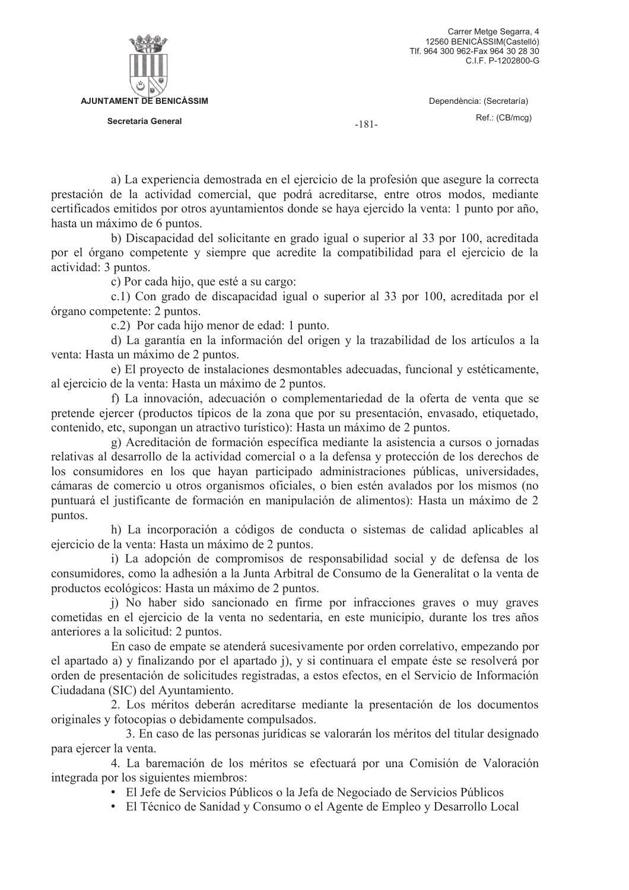a) La experiencia demostrada en el ejercicio de la profesión que asegure la correcta prestación de la actividad comercial, que podrá acreditarse, entre otros modos, mediante certificados emitidos por otros ayuntamientos donde se haya ejercido la venta: 1 punto por año, hasta un máximo de 6 puntos.

b) Discapacidad del solicitante en grado igual o superior al 33 por 100, acreditada por el órgano competente y siempre que acredite la compatibilidad para el ejercicio de la actividad: 3 puntos.

c) Por cada hijo, que esté a su cargo:

c.1) Con grado de discapacidad igual o superior al 33 por 100, acreditada por el órgano competente: 2 puntos.

c.2) Por cada hijo menor de edad: 1 punto.

d) La garantía en la información del origen y la trazabilidad de los artículos a la venta: Hasta un máximo de 2 puntos.

e) El proyecto de instalaciones desmontables adecuadas, funcional y estéticamente, al ejercicio de la venta: Hasta un máximo de 2 puntos.

f) La innovación, adecuación o complementariedad de la oferta de venta que se pretende ejercer (productos típicos de la zona que por su presentación, envasado, etiquetado, contenido, etc, supongan un atractivo turístico): Hasta un máximo de 2 puntos.

g) Acreditación de formación específica mediante la asistencia a cursos o jornadas relativas al desarrollo de la actividad comercial o a la defensa y protección de los derechos de los consumidores en los que hayan participado administraciones públicas, universidades, cámaras de comercio u otros organismos oficiales, o bien estén avalados por los mismos (no puntuará el justificante de formación en manipulación de alimentos): Hasta un máximo de 2 puntos.

h) La incorporación a códigos de conducta o sistemas de calidad aplicables al ejercicio de la venta: Hasta un máximo de 2 puntos.

i) La adopción de compromisos de responsabilidad social y de defensa de los consumidores, como la adhesión a la Junta Arbitral de Consumo de la Generalitat o la venta de productos ecológicos: Hasta un máximo de 2 puntos.

j) No haber sido sancionado en firme por infracciones graves o muy graves cometidas en el ejercicio de la venta no sedentaria, en este municipio, durante los tres años anteriores a la solicitud: 2 puntos.

En caso de empate se atenderá sucesivamente por orden correlativo, empezando por el apartado a) y finalizando por el apartado j), y si continuara el empate éste se resolverá por orden de presentación de solicitudes registradas, a estos efectos, en el Servicio de Información Ciudadana (SIC) del Ayuntamiento.

2. Los méritos deberán acreditarse mediante la presentación de los documentos originales y fotocopias o debidamente compulsados.

3. En caso de las personas jurídicas se valorarán los méritos del titular designado para ejercer la venta.

4. La baremación de los méritos se efectuará por una Comisión de Valoración integrada por los siguientes miembros:

- El Jefe de Servicios Públicos o la Jefa de Negociado de Servicios Públicos
- El Técnico de Sanidad y Consumo o el Agente de Empleo y Desarrollo Local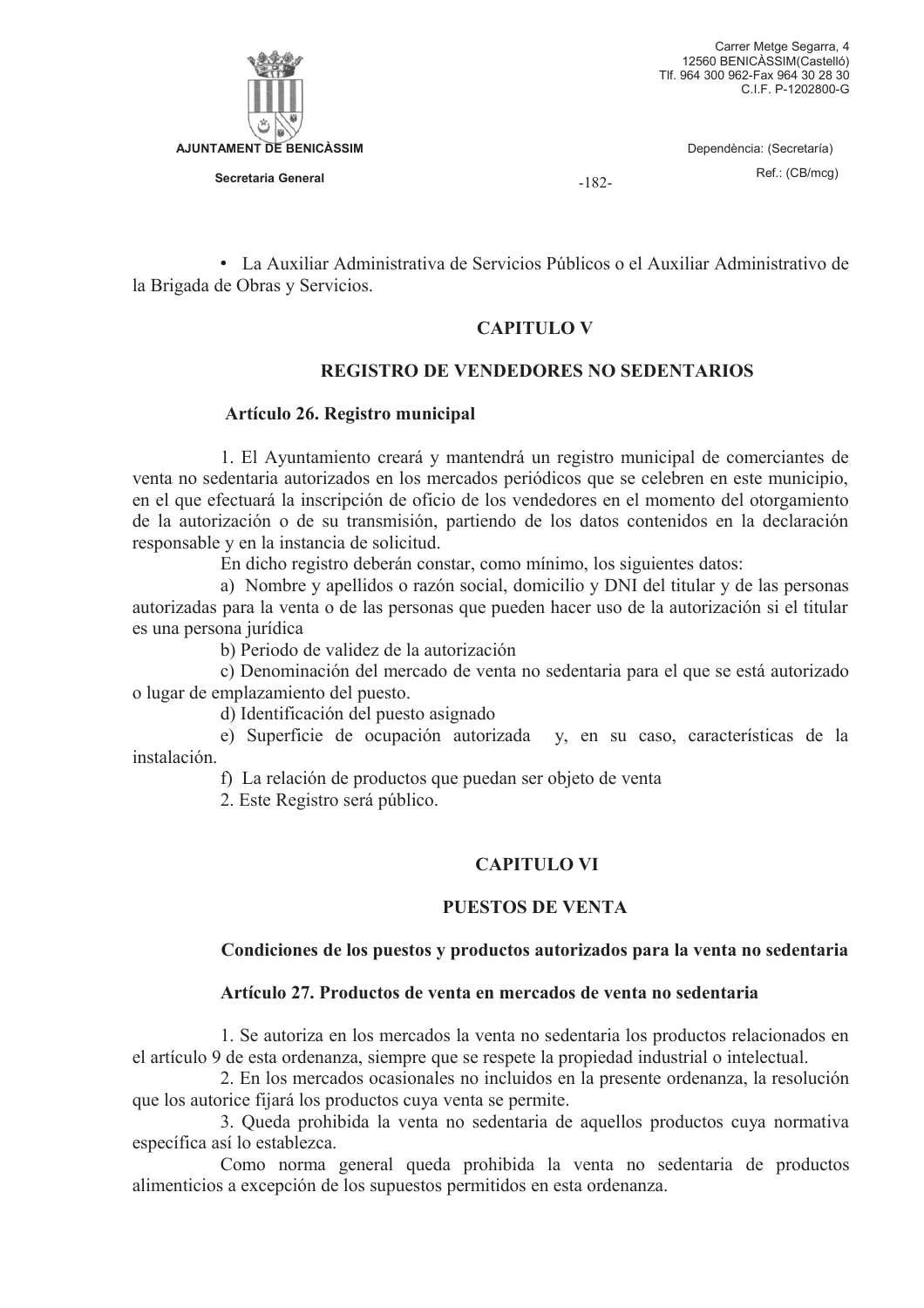- La Auxiliar Administrativa de Servicios Públicos o el Auxiliar Administrativo de la Brigada de Obras y Servicios.

## CAPITULO V

## REGISTRO DE VENDEDORES NO SEDENTARIOS

### Artículo 26. Registro municipal

1. El Ayuntamiento creará y mantendrá un registro municipal de comerciantes de venta no sedentaria autorizados en los mercados periódicos que se celebren en este municipio, en el que efectuará la inscripción de oficio de los vendedores en el momento del otorgamiento de la autorización o de su transmisión, partiendo de los datos contenidos en la declaración responsable y en la instancia de solicitud.

En dicho registro deberán constar, como mínimo, los siguientes datos:

a) Nombre y apellidos o razón social, domicilio y DNI del titular y de las personas autorizadas para la venta o de las personas que pueden hacer uso de la autorización si el titular es una persona jurídica

b) Periodo de validez de la autorización

c) Denominación del mercado de venta no sedentaria para el que se está autorizado o lugar de emplazamiento del puesto.

d) Identificación del puesto asignado

e) Superficie de ocupación autorizada y, en su caso, características de la instalación.

f) La relación de productos que puedan ser objeto de venta

2. Este Registro será público.

## CAPITULO VI

## PUESTOS DE VENTA

### Condiciones de los puestos y productos autorizados para la venta no sedentaria

### Artículo 27. Productos de venta en mercados de venta no sedentaria

1. Se autoriza en los mercados la venta no sedentaria los productos relacionados en el artículo 9 de esta ordenanza, siempre que se respete la propiedad industrial o intelectual.

2. En los mercados ocasionales no incluidos en la presente ordenanza, la resolución que los autorice fijará los productos cuya venta se permite.

3. Queda prohibida la venta no sedentaria de aquellos productos cuya normativa específica así lo establezca.

Como norma general queda prohibida la venta no sedentaria de productos alimenticios a excepción de los supuestos permitidos en esta ordenanza.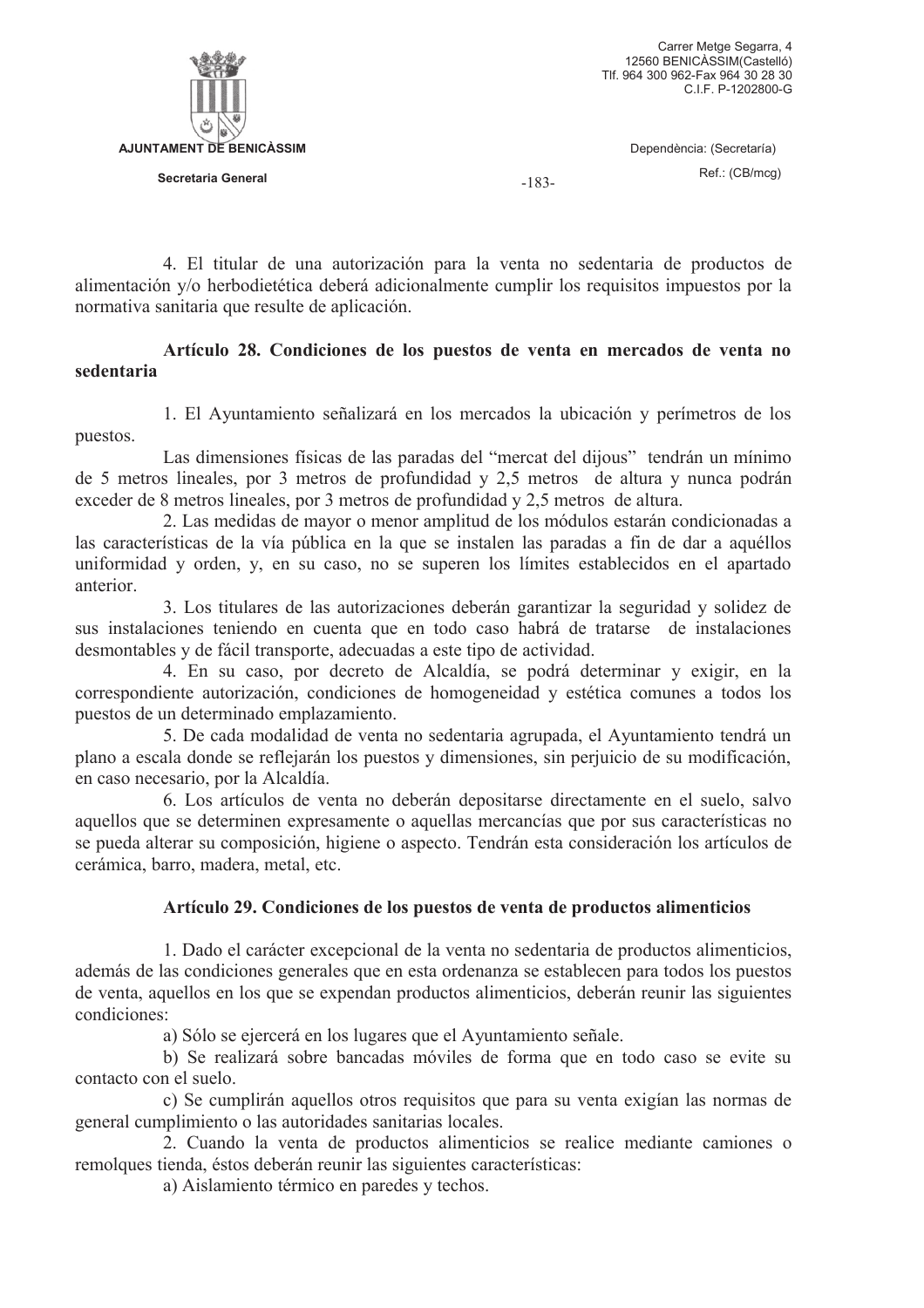4. El titular de una autorización para la venta no sedentaria de productos de alimentación y/o herbodietética deberá adicionalmente cumplir los requisitos impuestos por la normativa sanitaria que resulte de aplicación.

**Artículo 28. Condiciones de los puestos de venta en mercados de venta no sedentaria**

1. El Ayuntamiento señalizará en los mercados la ubicación y perímetros de los puestos.

Las dimensiones físicas de las paradas del "mercat del dijous" tendrán un mínimo de 5 metros lineales, por 3 metros de profundidad y 2,5 metros de altura y nunca podrán exceder de 8 metros lineales, por 3 metros de profundidad y 2,5 metros de altura.

2. Las medidas de mayor o menor amplitud de los módulos estarán condicionadas a las características de la vía pública en la que se instalen las paradas a fin de dar a aquéllos uniformidad y orden, y, en su caso, no se superen los límites establecidos en el apartado anterior.

3. Los titulares de las autorizaciones deberán garantizar la seguridad y solidez de sus instalaciones teniendo en cuenta que en todo caso habrá de tratarse de instalaciones desmontables y de fácil transporte, adecuadas a este tipo de actividad.

4. En su caso, por decreto de Alcaldía, se podrá determinar y exigir, en la correspondiente autorización, condiciones de homogeneidad y estética comunes a todos los puestos de un determinado emplazamiento.

5. De cada modalidad de venta no sedentaria agrupada, el Ayuntamiento tendrá un plano a escala donde se reflejarán los puestos y dimensiones, sin perjuicio de su modificación, en caso necesario, por la Alcaldía.

6. Los artículos de venta no deberán depositarse directamente en el suelo, salvo aquellos que se determinen expresamente o aquellas mercancías que por sus características no se pueda alterar su composición, higiene o aspecto. Tendrán esta consideración los artículos de cerámica, barro, madera, metal, etc.

**Artículo 29. Condiciones de los puestos de venta de productos alimenticios**

1. Dado el carácter excepcional de la venta no sedentaria de productos alimenticios, además de las condiciones generales que en esta ordenanza se establecen para todos los puestos de venta, aquellos en los que se expendan productos alimenticios, deberán reunir las siguientes condiciones:

a) Sólo se ejercerá en los lugares que el Ayuntamiento señale.

b) Se realizará sobre bancadas móviles de forma que en todo caso se evite su contacto con el suelo.

c) Se cumplirán aquellos otros requisitos que para su venta exigían las normas de general cumplimiento o las autoridades sanitarias locales.

2. Cuando la venta de productos alimenticios se realice mediante camiones o remolques tienda, éstos deberán reunir las siguientes características:

a) Aislamiento térmico en paredes y techos.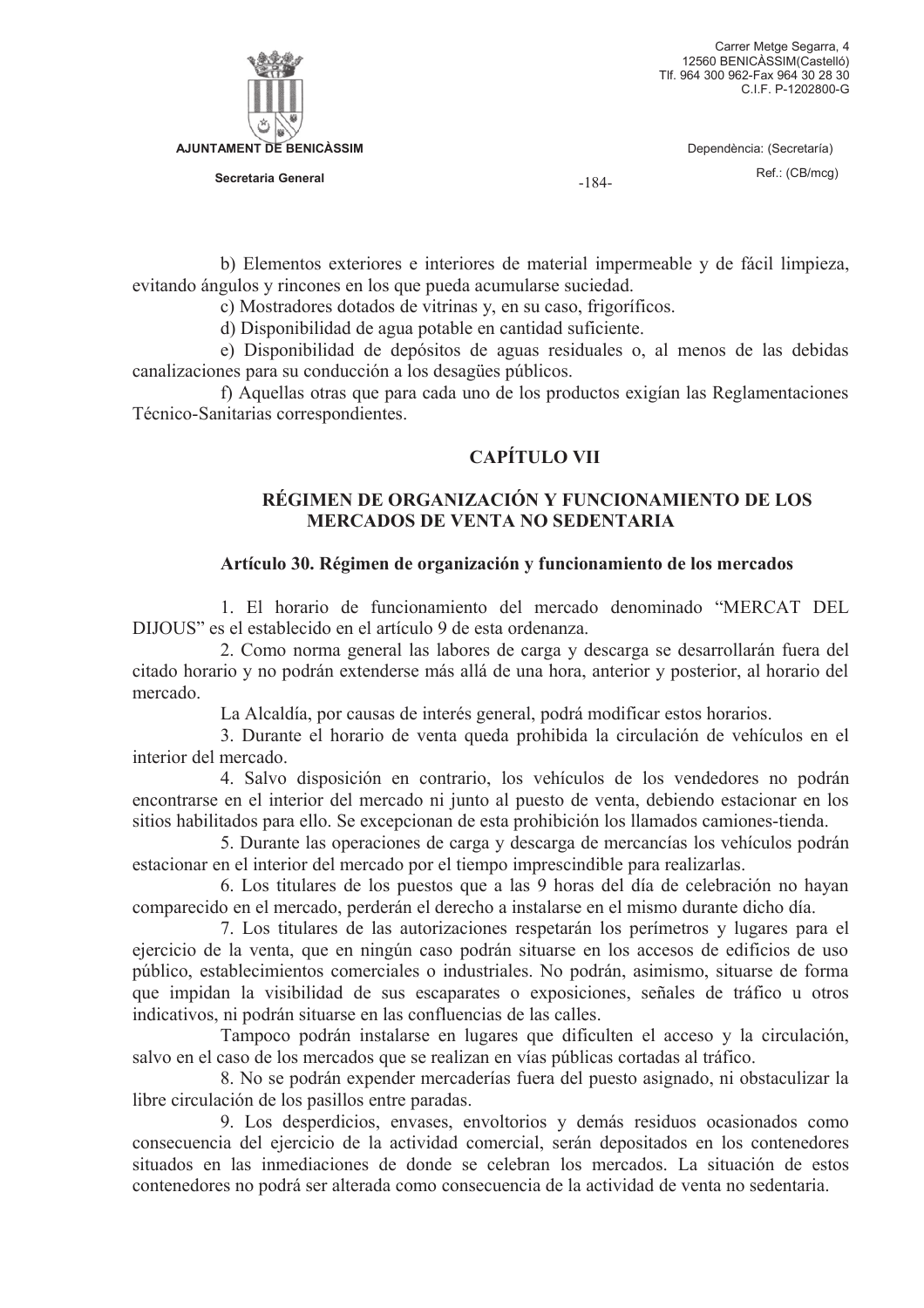b) Elementos exteriores e interiores de material impermeable y de fácil limpieza, evitando ángulos y rincones en los que pueda acumularse suciedad.

c) Mostradores dotados de vitrinas y, en su caso, frigoríficos.

d) Disponibilidad de agua potable en cantidad suficiente.

e) Disponibilidad de depósitos de aguas residuales o, al menos de las debidas canalizaciones para su conducción a los desagües públicos.

f) Aquellas otras que para cada uno de los productos exigían las Reglamentaciones Técnico-Sanitarias correspondientes.

## CAPÍTULO VII

## RÉGIMEN DE ORGANIZACIÓN Y FUNCIONAMIENTO DE LOS MERCADOS DE VENTA NO SEDENTARIA

### Artículo 30. Régimen de organización y funcionamiento de los mercados

1. El horario de funcionamiento del mercado denominado "MERCAT DEL DIJOUS" es el establecido en el artículo 9 de esta ordenanza.

2. Como norma general las labores de carga y descarga se desarrollarán fuera del citado horario y no podrán extenderse más allá de una hora, anterior y posterior, al horario del mercado.

La Alcaldía, por causas de interés general, podrá modificar estos horarios.

3. Durante el horario de venta queda prohibida la circulación de vehículos en el interior del mercado.

4. Salvo disposición en contrario, los vehículos de los vendedores no podrán encontrarse en el interior del mercado ni junto al puesto de venta, debiendo estacionar en los sitios habilitados para ello. Se excepcionan de esta prohibición los llamados camiones-tienda.

5. Durante las operaciones de carga y descarga de mercancías los vehículos podrán estacionar en el interior del mercado por el tiempo imprescindible para realizarlas.

6. Los titulares de los puestos que a las 9 horas del día de celebración no hayan comparecido en el mercado, perderán el derecho a instalarse en el mismo durante dicho día.

7. Los titulares de las autorizaciones respetarán los perímetros y lugares para el ejercicio de la venta, que en ningún caso podrán situarse en los accesos de edificios de uso público, establecimientos comerciales o industriales. No podrán, asimismo, situarse de forma que impidan la visibilidad de sus escaparates o exposiciones, señales de tráfico u otros indicativos, ni podrán situarse en las confluencias de las calles.

Tampoco podrán instalarse en lugares que dificulten el acceso y la circulación, salvo en el caso de los mercados que se realizan en vías públicas cortadas al tráfico.

8. No se podrán expender mercaderías fuera del puesto asignado, ni obstaculizar la libre circulación de los pasillos entre paradas.

9. Los desperdicios, envases, envoltorios y demás residuos ocasionados como consecuencia del ejercicio de la actividad comercial, serán depositados en los contenedores situados en las inmediaciones de donde se celebran los mercados. La situación de estos contenedores no podrá ser alterada como consecuencia de la actividad de venta no sedentaria.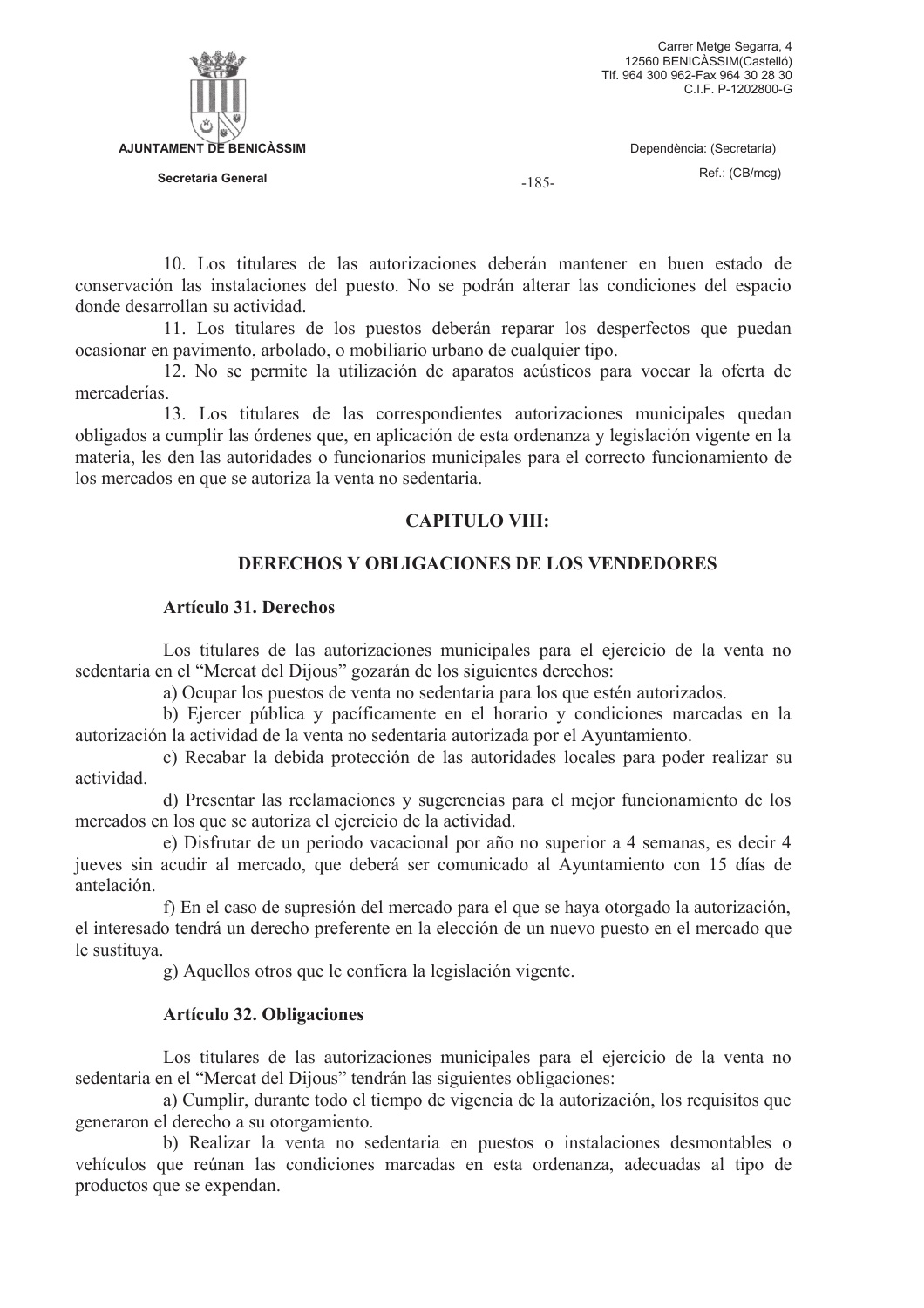10. Los titulares de las autorizaciones deberán mantener en buen estado de conservación las instalaciones del puesto. No se podrán alterar las condiciones del espacio donde desarrollan su actividad.

11. Los titulares de los puestos deberán reparar los desperfectos que puedan ocasionar en pavimento, arbolado, o mobiliario urbano de cualquier tipo.

12. No se permite la utilización de aparatos acústicos para vocear la oferta de mercaderías.

13. Los titulares de las correspondientes autorizaciones municipales quedan obligados a cumplir las órdenes que, en aplicación de esta ordenanza y legislación vigente en la materia, les den las autoridades o funcionarios municipales para el correcto funcionamiento de los mercados en que se autoriza la venta no sedentaria.

## CAPITULO VIII:

## DERECHOS Y OBLIGACIONES DE LOS VENDEDORES

### Artículo 31. Derechos

Los titulares de las autorizaciones municipales para el ejercicio de la venta no sedentaria en el "Mercat del Dijous" gozarán de los siguientes derechos:

a) Ocupar los puestos de venta no sedentaria para los que estén autorizados.

b) Ejercer pública y pacíficamente en el horario y condiciones marcadas en la autorización la actividad de la venta no sedentaria autorizada por el Ayuntamiento.

c) Recabar la debida protección de las autoridades locales para poder realizar su actividad.

d) Presentar las reclamaciones y sugerencias para el mejor funcionamiento de los mercados en los que se autoriza el ejercicio de la actividad.

e) Disfrutar de un periodo vacacional por año no superior a 4 semanas, es decir 4 jueves sin acudir al mercado, que deberá ser comunicado al Ayuntamiento con 15 días de antelación.

f) En el caso de supresión del mercado para el que se haya otorgado la autorización, el interesado tendrá un derecho preferente en la elección de un nuevo puesto en el mercado que le sustituya.

g) Aquellos otros que le confiera la legislación vigente.

### Artículo 32. Obligaciones

Los titulares de las autorizaciones municipales para el ejercicio de la venta no sedentaria en el "Mercat del Dijous" tendrán las siguientes obligaciones:

a) Cumplir, durante todo el tiempo de vigencia de la autorización, los requisitos que generaron el derecho a su otorgamiento.

b) Realizar la venta no sedentaria en puestos o instalaciones desmontables o vehículos que reúnan las condiciones marcadas en esta ordenanza, adecuadas al tipo de productos que se expendan.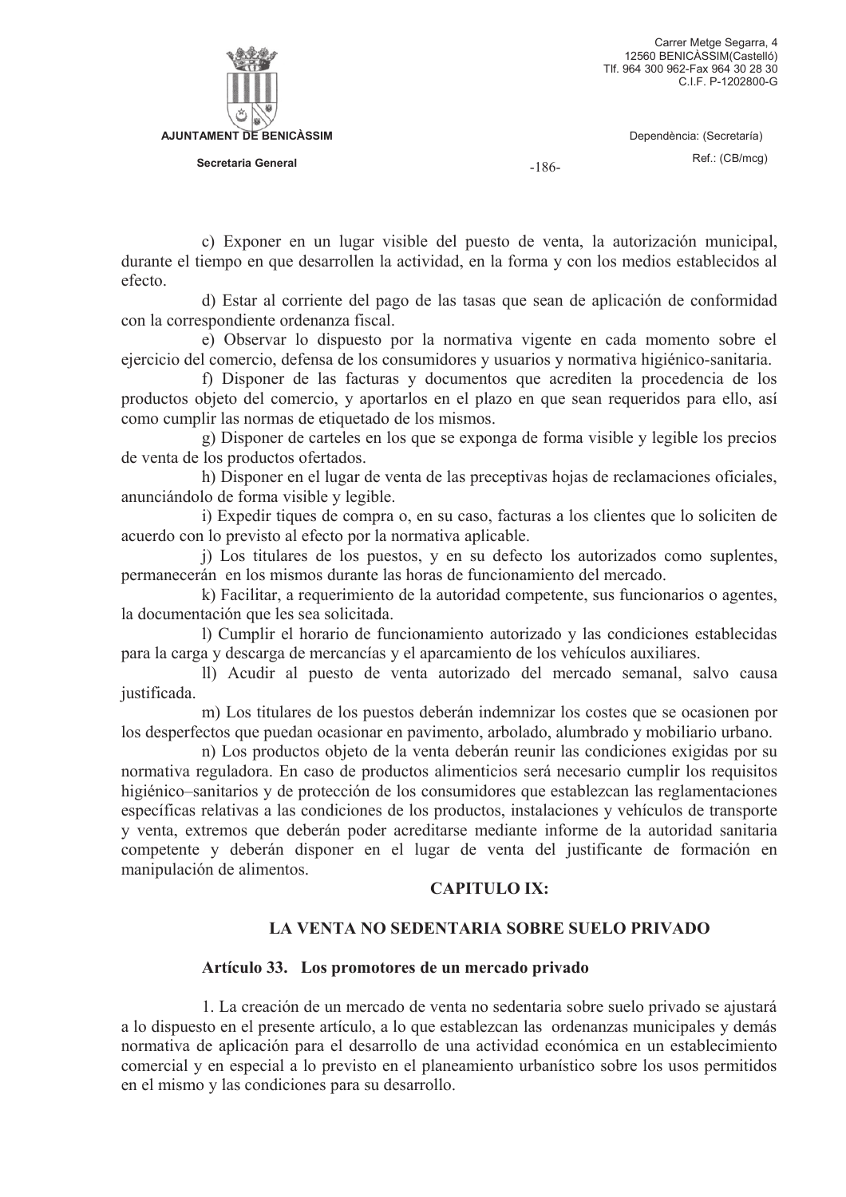c) Exponer en un lugar visible del puesto de venta, la autorización municipal, durante el tiempo en que desarrollen la actividad, en la forma y con los medios establecidos al efecto.

d) Estar al corriente del pago de las tasas que sean de aplicación de conformidad con la correspondiente ordenanza fiscal.

e) Observar lo dispuesto por la normativa vigente en cada momento sobre el ejercicio del comercio, defensa de los consumidores y usuarios y normativa higiénico-sanitaria.

f) Disponer de las facturas y documentos que acrediten la procedencia de los productos objeto del comercio, y aportarlos en el plazo en que sean requeridos para ello, así como cumplir las normas de etiquetado de los mismos.

g) Disponer de carteles en los que se exponga de forma visible y legible los precios de venta de los productos ofertados.

h) Disponer en el lugar de venta de las preceptivas hojas de reclamaciones oficiales, anunciándolo de forma visible y legible.

i) Expedir tiques de compra o, en su caso, facturas a los clientes que lo soliciten de acuerdo con lo previsto al efecto por la normativa aplicable.

j) Los titulares de los puestos, y en su defecto los autorizados como suplentes, permanecerán en los mismos durante las horas de funcionamiento del mercado.

k) Facilitar, a requerimiento de la autoridad competente, sus funcionarios o agentes, la documentación que les sea solicitada.

l) Cumplir el horario de funcionamiento autorizado y las condiciones establecidas para la carga y descarga de mercancías y el aparcamiento de los vehículos auxiliares.

ll) Acudir al puesto de venta autorizado del mercado semanal, salvo causa justificada.

m) Los titulares de los puestos deberán indemnizar los costes que se ocasionen por los desperfectos que puedan ocasionar en pavimento, arbolado, alumbrado y mobiliario urbano.

n) Los productos objeto de la venta deberán reunir las condiciones exigidas por su normativa reguladora. En caso de productos alimenticios será necesario cumplir los requisitos higiénico–sanitarios y de protección de los consumidores que establezcan las reglamentaciones específicas relativas a las condiciones de los productos, instalaciones y vehículos de transporte y venta, extremos que deberán poder acreditarse mediante informe de la autoridad sanitaria competente y deberán disponer en el lugar de venta del justificante de formación en manipulación de alimentos.

## CAPITULO IX:

## LA VENTA NO SEDENTARIA SOBRE SUELO PRIVADO

### Artículo 33. Los promotores de un mercado privado

1. La creación de un mercado de venta no sedentaria sobre suelo privado se ajustará a lo dispuesto en el presente artículo, a lo que establezcan las ordenanzas municipales y demás normativa de aplicación para el desarrollo de una actividad económica en un establecimiento comercial y en especial a lo previsto en el planeamiento urbanístico sobre los usos permitidos en el mismo y las condiciones para su desarrollo.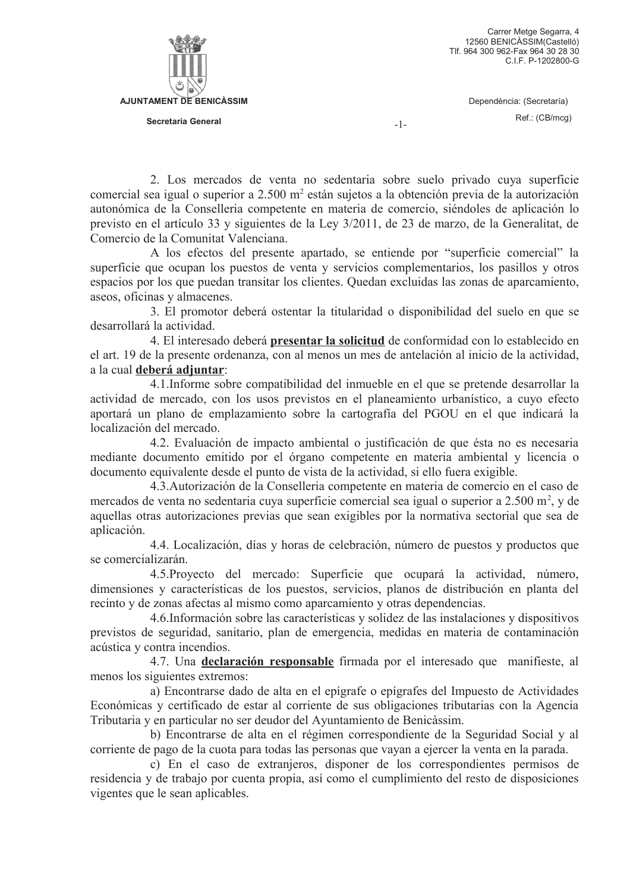2. Los mercados de venta no sedentaria sobre suelo privado cuya superficie comercial sea igual o superior a 2.500 m$^2$ están sujetos a la obtención previa de la autorización autonómica de la Conselleria competente en materia de comercio, siéndoles de aplicación lo previsto en el artículo 33 y siguientes de la Ley 3/2011, de 23 de marzo, de la Generalitat, de Comercio de la Comunitat Valenciana.

A los efectos del presente apartado, se entiende por "superficie comercial" la superficie que ocupan los puestos de venta y servicios complementarios, los pasillos y otros espacios por los que puedan transitar los clientes. Quedan excluidas las zonas de aparcamiento, aseos, oficinas y almacenes.

3. El promotor deberá ostentar la titularidad o disponibilidad del suelo en que se desarrollará la actividad.

4. El interesado deberá **presentar la solicitud** de conformidad con lo establecido en el art. 19 de la presente ordenanza, con al menos un mes de antelación al inicio de la actividad, a la cual **deberá adjuntar**:

4.1.Informe sobre compatibilidad del inmueble en el que se pretende desarrollar la actividad de mercado, con los usos previstos en el planeamiento urbanístico, a cuyo efecto aportará un plano de emplazamiento sobre la cartografía del PGOU en el que indicará la localización del mercado.

4.2. Evaluación de impacto ambiental o justificación de que ésta no es necesaria mediante documento emitido por el órgano competente en materia ambiental y licencia o documento equivalente desde el punto de vista de la actividad, si ello fuera exigible.

4.3.Autorización de la Conselleria competente en materia de comercio en el caso de mercados de venta no sedentaria cuya superficie comercial sea igual o superior a 2.500 m$^2$, y de aquellas otras autorizaciones previas que sean exigibles por la normativa sectorial que sea de aplicación.

4.4. Localización, días y horas de celebración, número de puestos y productos que se comercializarán.

4.5.Proyecto del mercado: Superficie que ocupará la actividad, número, dimensiones y características de los puestos, servicios, planos de distribución en planta del recinto y de zonas afectas al mismo como aparcamiento y otras dependencias.

4.6.Información sobre las características y solidez de las instalaciones y dispositivos previstos de seguridad, sanitario, plan de emergencia, medidas en materia de contaminación acústica y contra incendios.

4.7. Una **declaración responsable** firmada por el interesado que manifieste, al menos los siguientes extremos:

a) Encontrarse dado de alta en el epígrafe o epígrafes del Impuesto de Actividades Económicas y certificado de estar al corriente de sus obligaciones tributarias con la Agencia Tributaria y en particular no ser deudor del Ayuntamiento de Benicàssim.

b) Encontrarse de alta en el régimen correspondiente de la Seguridad Social y al corriente de pago de la cuota para todas las personas que vayan a ejercer la venta en la parada.

c) En el caso de extranjeros, disponer de los correspondientes permisos de residencia y de trabajo por cuenta propia, así como el cumplimiento del resto de disposiciones vigentes que le sean aplicables.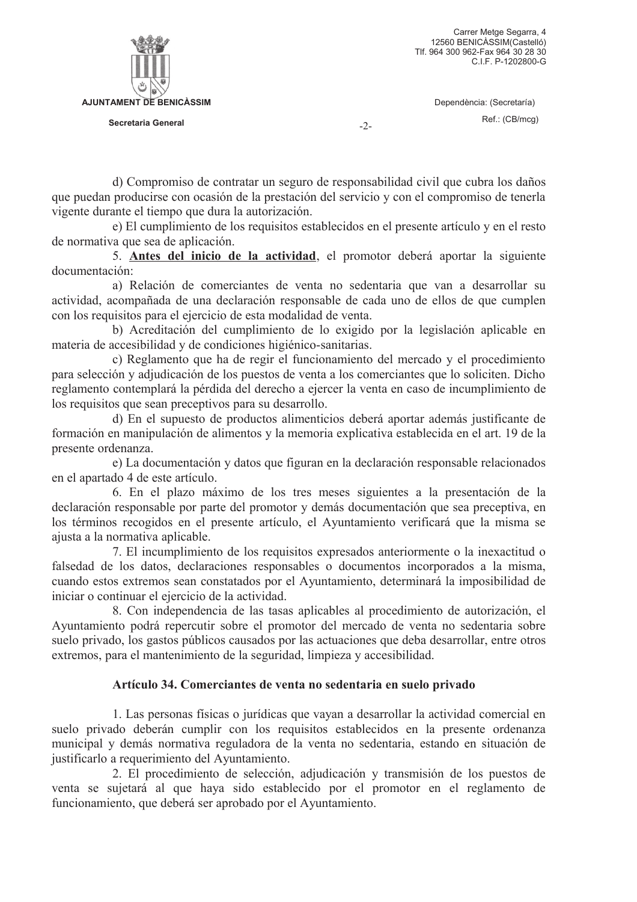d) Compromiso de contratar un seguro de responsabilidad civil que cubra los daños que puedan producirse con ocasión de la prestación del servicio y con el compromiso de tenerla vigente durante el tiempo que dura la autorización.

e) El cumplimiento de los requisitos establecidos en el presente artículo y en el resto de normativa que sea de aplicación.

5. **Antes del inicio de la actividad**, el promotor deberá aportar la siguiente documentación:

a) Relación de comerciantes de venta no sedentaria que van a desarrollar su actividad, acompañada de una declaración responsable de cada uno de ellos de que cumplen con los requisitos para el ejercicio de esta modalidad de venta.

b) Acreditación del cumplimiento de lo exigido por la legislación aplicable en materia de accesibilidad y de condiciones higiénico-sanitarias.

c) Reglamento que ha de regir el funcionamiento del mercado y el procedimiento para selección y adjudicación de los puestos de venta a los comerciantes que lo soliciten. Dicho reglamento contemplará la pérdida del derecho a ejercer la venta en caso de incumplimiento de los requisitos que sean preceptivos para su desarrollo.

d) En el supuesto de productos alimenticios deberá aportar además justificante de formación en manipulación de alimentos y la memoria explicativa establecida en el art. 19 de la presente ordenanza.

e) La documentación y datos que figuran en la declaración responsable relacionados en el apartado 4 de este artículo.

6. En el plazo máximo de los tres meses siguientes a la presentación de la declaración responsable por parte del promotor y demás documentación que sea preceptiva, en los términos recogidos en el presente artículo, el Ayuntamiento verificará que la misma se ajusta a la normativa aplicable.

7. El incumplimiento de los requisitos expresados anteriormente o la inexactitud o falsedad de los datos, declaraciones responsables o documentos incorporados a la misma, cuando estos extremos sean constatados por el Ayuntamiento, determinará la imposibilidad de iniciar o continuar el ejercicio de la actividad.

8. Con independencia de las tasas aplicables al procedimiento de autorización, el Ayuntamiento podrá repercutir sobre el promotor del mercado de venta no sedentaria sobre suelo privado, los gastos públicos causados por las actuaciones que deba desarrollar, entre otros extremos, para el mantenimiento de la seguridad, limpieza y accesibilidad.

### Artículo 34. Comerciantes de venta no sedentaria en suelo privado

1. Las personas físicas o jurídicas que vayan a desarrollar la actividad comercial en suelo privado deberán cumplir con los requisitos establecidos en la presente ordenanza municipal y demás normativa reguladora de la venta no sedentaria, estando en situación de justificarlo a requerimiento del Ayuntamiento.

2. El procedimiento de selección, adjudicación y transmisión de los puestos de venta se sujetará al que haya sido establecido por el promotor en el reglamento de funcionamiento, que deberá ser aprobado por el Ayuntamiento.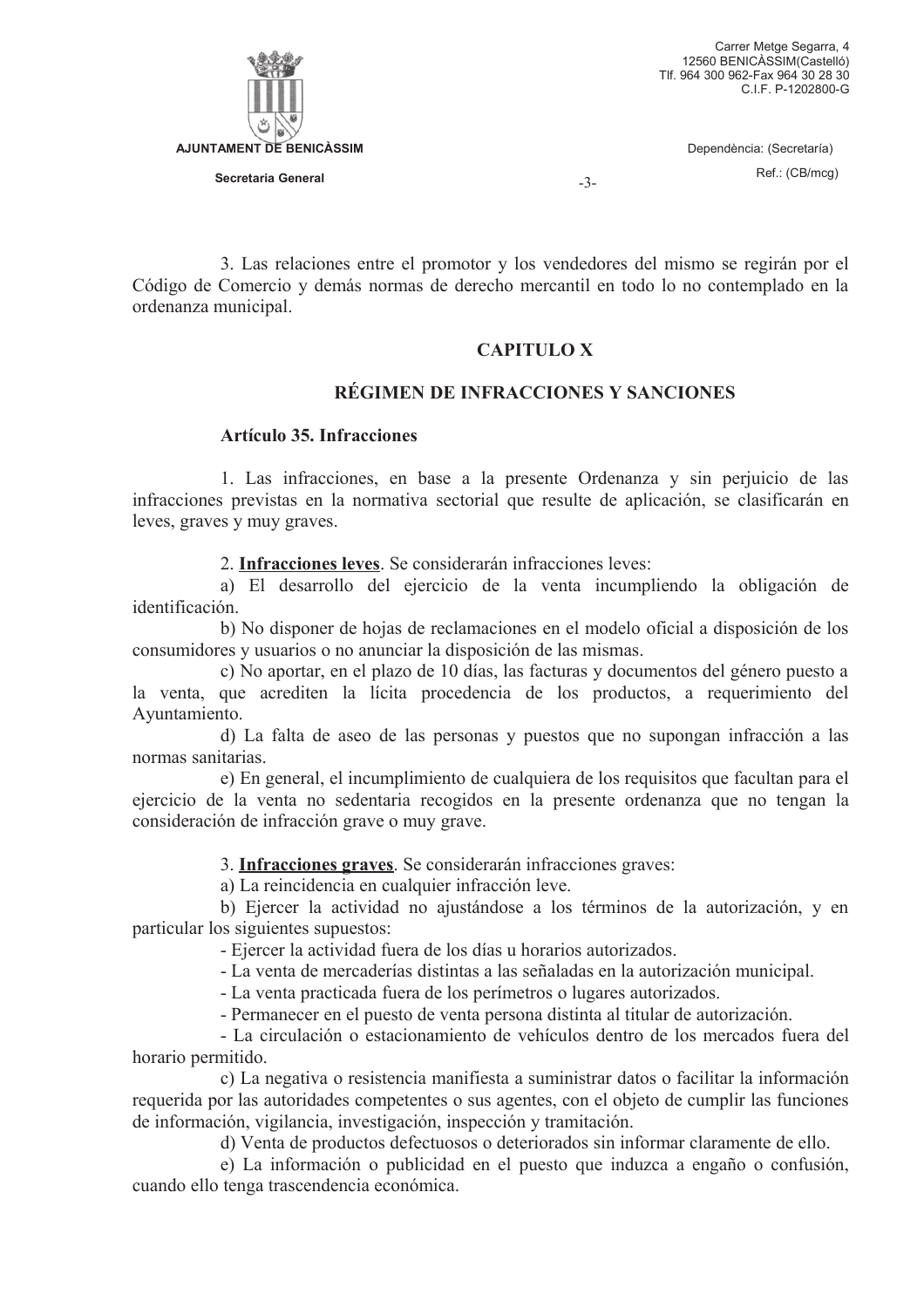3. Las relaciones entre el promotor y los vendedores del mismo se regirán por el Código de Comercio y demás normas de derecho mercantil en todo lo no contemplado en la ordenanza municipal.

## CAPITULO X

## RÉGIMEN DE INFRACCIONES Y SANCIONES

### Artículo 35. Infracciones

1. Las infracciones, en base a la presente Ordenanza y sin perjuicio de las infracciones previstas en la normativa sectorial que resulte de aplicación, se clasificarán en leves, graves y muy graves.

2. **Infracciones leves**. Se considerarán infracciones leves:

a) El desarrollo del ejercicio de la venta incumpliendo la obligación de identificación.

b) No disponer de hojas de reclamaciones en el modelo oficial a disposición de los consumidores y usuarios o no anunciar la disposición de las mismas.

c) No aportar, en el plazo de 10 días, las facturas y documentos del género puesto a la venta, que acrediten la lícita procedencia de los productos, a requerimiento del Ayuntamiento.

d) La falta de aseo de las personas y puestos que no supongan infracción a las normas sanitarias.

e) En general, el incumplimiento de cualquiera de los requisitos que facultan para el ejercicio de la venta no sedentaria recogidos en la presente ordenanza que no tengan la consideración de infracción grave o muy grave.

3. **Infracciones graves**. Se considerarán infracciones graves:

a) La reincidencia en cualquier infracción leve.

b) Ejercer la actividad no ajustándose a los términos de la autorización, y en particular los siguientes supuestos:

- Ejercer la actividad fuera de los días u horarios autorizados.
- La venta de mercaderías distintas a las señaladas en la autorización municipal.
- La venta practicada fuera de los perímetros o lugares autorizados.
- Permanecer en el puesto de venta persona distinta al titular de autorización.
- La circulación o estacionamiento de vehículos dentro de los mercados fuera del horario permitido.

c) La negativa o resistencia manifiesta a suministrar datos o facilitar la información requerida por las autoridades competentes o sus agentes, con el objeto de cumplir las funciones de información, vigilancia, investigación, inspección y tramitación.

d) Venta de productos defectuosos o deteriorados sin informar claramente de ello.

e) La información o publicidad en el puesto que induzca a engaño o confusión, cuando ello tenga trascendencia económica.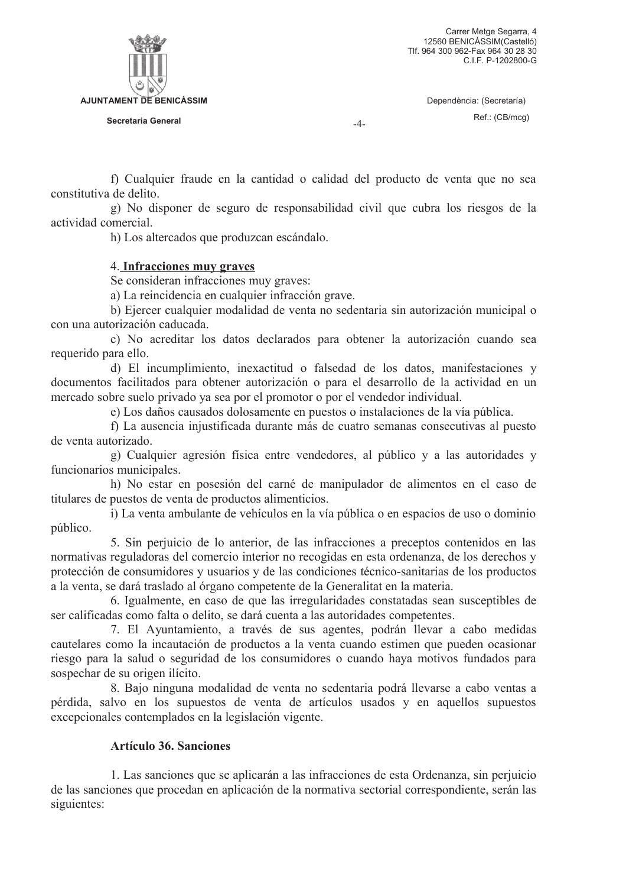f) Cualquier fraude en la cantidad o calidad del producto de venta que no sea constitutiva de delito.

g) No disponer de seguro de responsabilidad civil que cubra los riesgos de la actividad comercial.

h) Los altercados que produzcan escándalo.

4. **Infracciones muy graves**

Se consideran infracciones muy graves:

a) La reincidencia en cualquier infracción grave.

b) Ejercer cualquier modalidad de venta no sedentaria sin autorización municipal o con una autorización caducada.

c) No acreditar los datos declarados para obtener la autorización cuando sea requerido para ello.

d) El incumplimiento, inexactitud o falsedad de los datos, manifestaciones y documentos facilitados para obtener autorización o para el desarrollo de la actividad en un mercado sobre suelo privado ya sea por el promotor o por el vendedor individual.

e) Los daños causados dolosamente en puestos o instalaciones de la vía pública.

f) La ausencia injustificada durante más de cuatro semanas consecutivas al puesto de venta autorizado.

g) Cualquier agresión física entre vendedores, al público y a las autoridades y funcionarios municipales.

h) No estar en posesión del carné de manipulador de alimentos en el caso de titulares de puestos de venta de productos alimenticios.

i) La venta ambulante de vehículos en la vía pública o en espacios de uso o dominio público.

5. Sin perjuicio de lo anterior, de las infracciones a preceptos contenidos en las normativas reguladoras del comercio interior no recogidas en esta ordenanza, de los derechos y protección de consumidores y usuarios y de las condiciones técnico-sanitarias de los productos a la venta, se dará traslado al órgano competente de la Generalitat en la materia.

6. Igualmente, en caso de que las irregularidades constatadas sean susceptibles de ser calificadas como falta o delito, se dará cuenta a las autoridades competentes.

7. El Ayuntamiento, a través de sus agentes, podrán llevar a cabo medidas cautelares como la incautación de productos a la venta cuando estimen que pueden ocasionar riesgo para la salud o seguridad de los consumidores o cuando haya motivos fundados para sospechar de su origen ilícito.

8. Bajo ninguna modalidad de venta no sedentaria podrá llevarse a cabo ventas a pérdida, salvo en los supuestos de venta de artículos usados y en aquellos supuestos excepcionales contemplados en la legislación vigente.

### Artículo 36. Sanciones

1. Las sanciones que se aplicarán a las infracciones de esta Ordenanza, sin perjuicio de las sanciones que procedan en aplicación de la normativa sectorial correspondiente, serán las siguientes: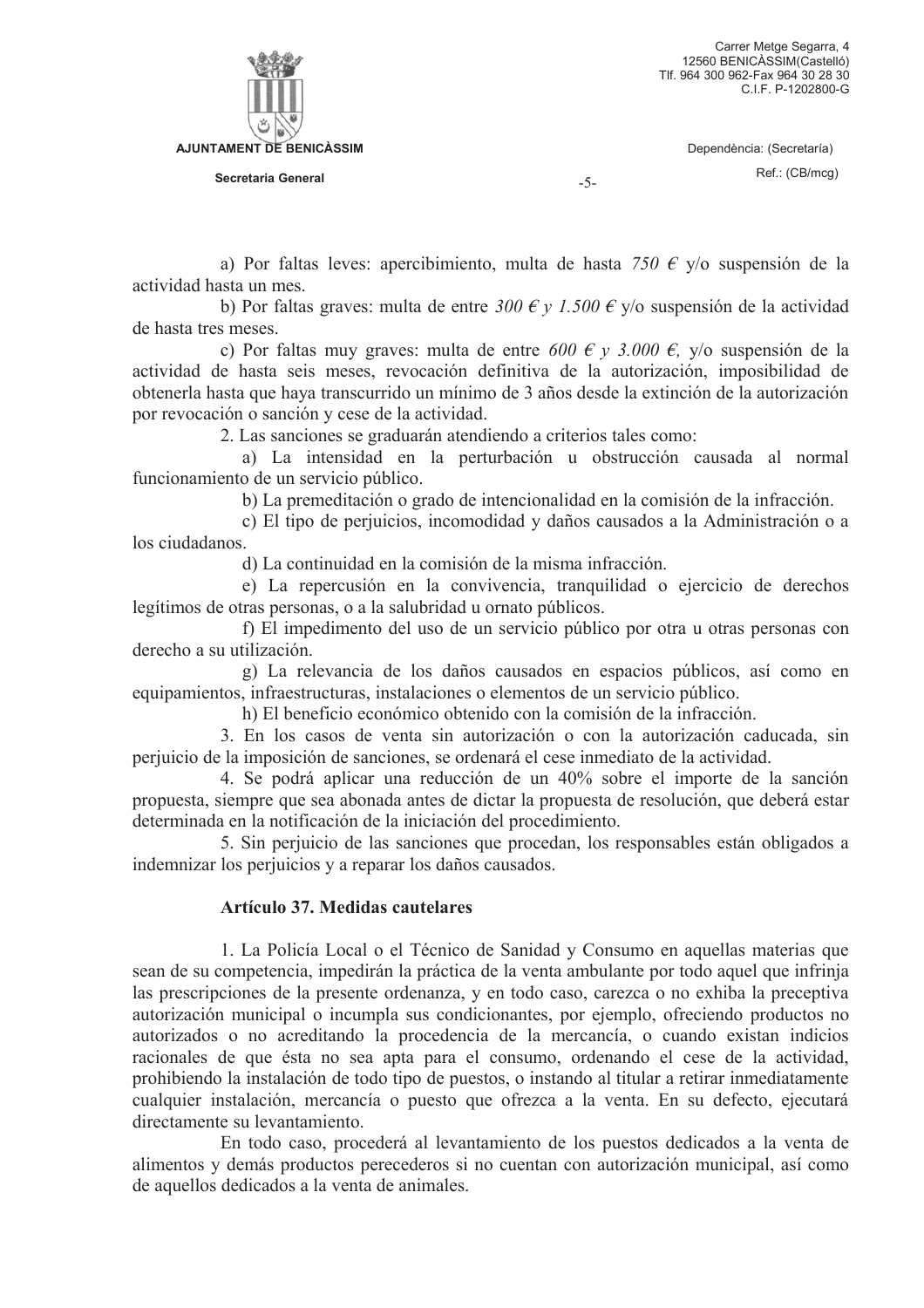a) Por faltas leves: apercibimiento, multa de hasta *750 €* y/o suspensión de la actividad hasta un mes.

b) Por faltas graves: multa de entre *300 € y 1.500 €* y/o suspensión de la actividad de hasta tres meses.

c) Por faltas muy graves: multa de entre *600 € y 3.000 €,* y/o suspensión de la actividad de hasta seis meses, revocación definitiva de la autorización, imposibilidad de obtenerla hasta que haya transcurrido un mínimo de 3 años desde la extinción de la autorización por revocación o sanción y cese de la actividad.

2. Las sanciones se graduarán atendiendo a criterios tales como:

a) La intensidad en la perturbación u obstrucción causada al normal funcionamiento de un servicio público.

b) La premeditación o grado de intencionalidad en la comisión de la infracción.

c) El tipo de perjuicios, incomodidad y daños causados a la Administración o a los ciudadanos.

d) La continuidad en la comisión de la misma infracción.

e) La repercusión en la convivencia, tranquilidad o ejercicio de derechos legítimos de otras personas, o a la salubridad u ornato públicos.

f) El impedimento del uso de un servicio público por otra u otras personas con derecho a su utilización.

g) La relevancia de los daños causados en espacios públicos, así como en equipamientos, infraestructuras, instalaciones o elementos de un servicio público.

h) El beneficio económico obtenido con la comisión de la infracción.

3. En los casos de venta sin autorización o con la autorización caducada, sin perjuicio de la imposición de sanciones, se ordenará el cese inmediato de la actividad.

4. Se podrá aplicar una reducción de un 40% sobre el importe de la sanción propuesta, siempre que sea abonada antes de dictar la propuesta de resolución, que deberá estar determinada en la notificación de la iniciación del procedimiento.

5. Sin perjuicio de las sanciones que procedan, los responsables están obligados a indemnizar los perjuicios y a reparar los daños causados.

### Artículo 37. Medidas cautelares

1. La Policía Local o el Técnico de Sanidad y Consumo en aquellas materias que sean de su competencia, impedirán la práctica de la venta ambulante por todo aquel que infrinja las prescripciones de la presente ordenanza, y en todo caso, carezca o no exhiba la preceptiva autorización municipal o incumpla sus condicionantes, por ejemplo, ofreciendo productos no autorizados o no acreditando la procedencia de la mercancía, o cuando existan indicios racionales de que ésta no sea apta para el consumo, ordenando el cese de la actividad, prohibiendo la instalación de todo tipo de puestos, o instando al titular a retirar inmediatamente cualquier instalación, mercancía o puesto que ofrezca a la venta. En su defecto, ejecutará directamente su levantamiento.

En todo caso, procederá al levantamiento de los puestos dedicados a la venta de alimentos y demás productos perecederos si no cuentan con autorización municipal, así como de aquellos dedicados a la venta de animales.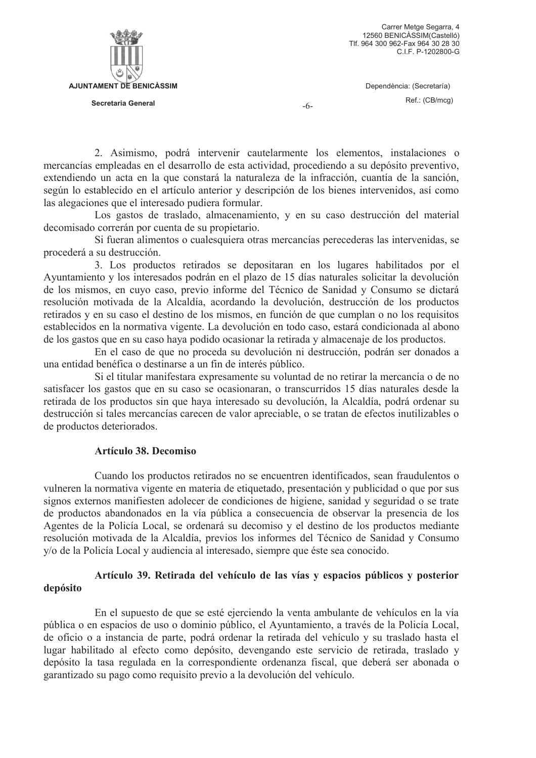2. Asimismo, podrá intervenir cautelarmente los elementos, instalaciones o mercancías empleadas en el desarrollo de esta actividad, procediendo a su depósito preventivo, extendiendo un acta en la que constará la naturaleza de la infracción, cuantía de la sanción, según lo establecido en el artículo anterior y descripción de los bienes intervenidos, así como las alegaciones que el interesado pudiera formular.

Los gastos de traslado, almacenamiento, y en su caso destrucción del material decomisado correrán por cuenta de su propietario.

Si fueran alimentos o cualesquiera otras mercancías perecederas las intervenidas, se procederá a su destrucción.

3. Los productos retirados se depositaran en los lugares habilitados por el Ayuntamiento y los interesados podrán en el plazo de 15 días naturales solicitar la devolución de los mismos, en cuyo caso, previo informe del Técnico de Sanidad y Consumo se dictará resolución motivada de la Alcaldía, acordando la devolución, destrucción de los productos retirados y en su caso el destino de los mismos, en función de que cumplan o no los requisitos establecidos en la normativa vigente. La devolución en todo caso, estará condicionada al abono de los gastos que en su caso haya podido ocasionar la retirada y almacenaje de los productos.

En el caso de que no proceda su devolución ni destrucción, podrán ser donados a una entidad benéfica o destinarse a un fin de interés público.

Si el titular manifestara expresamente su voluntad de no retirar la mercancía o de no satisfacer los gastos que en su caso se ocasionaran, o transcurridos 15 días naturales desde la retirada de los productos sin que haya interesado su devolución, la Alcaldía, podrá ordenar su destrucción si tales mercancías carecen de valor apreciable, o se tratan de efectos inutilizables o de productos deteriorados.

**Artículo 38. Decomiso**

Cuando los productos retirados no se encuentren identificados, sean fraudulentos o vulneren la normativa vigente en materia de etiquetado, presentación y publicidad o que por sus signos externos manifiesten adolecer de condiciones de higiene, sanidad y seguridad o se trate de productos abandonados en la vía pública a consecuencia de observar la presencia de los Agentes de la Policía Local, se ordenará su decomiso y el destino de los productos mediante resolución motivada de la Alcaldía, previos los informes del Técnico de Sanidad y Consumo y/o de la Policía Local y audiencia al interesado, siempre que éste sea conocido.

**Artículo 39. Retirada del vehículo de las vías y espacios públicos y posterior depósito**

En el supuesto de que se esté ejerciendo la venta ambulante de vehículos en la vía pública o en espacios de uso o dominio público, el Ayuntamiento, a través de la Policía Local, de oficio o a instancia de parte, podrá ordenar la retirada del vehículo y su traslado hasta el lugar habilitado al efecto como depósito, devengando este servicio de retirada, traslado y depósito la tasa regulada en la correspondiente ordenanza fiscal, que deberá ser abonada o garantizado su pago como requisito previo a la devolución del vehículo.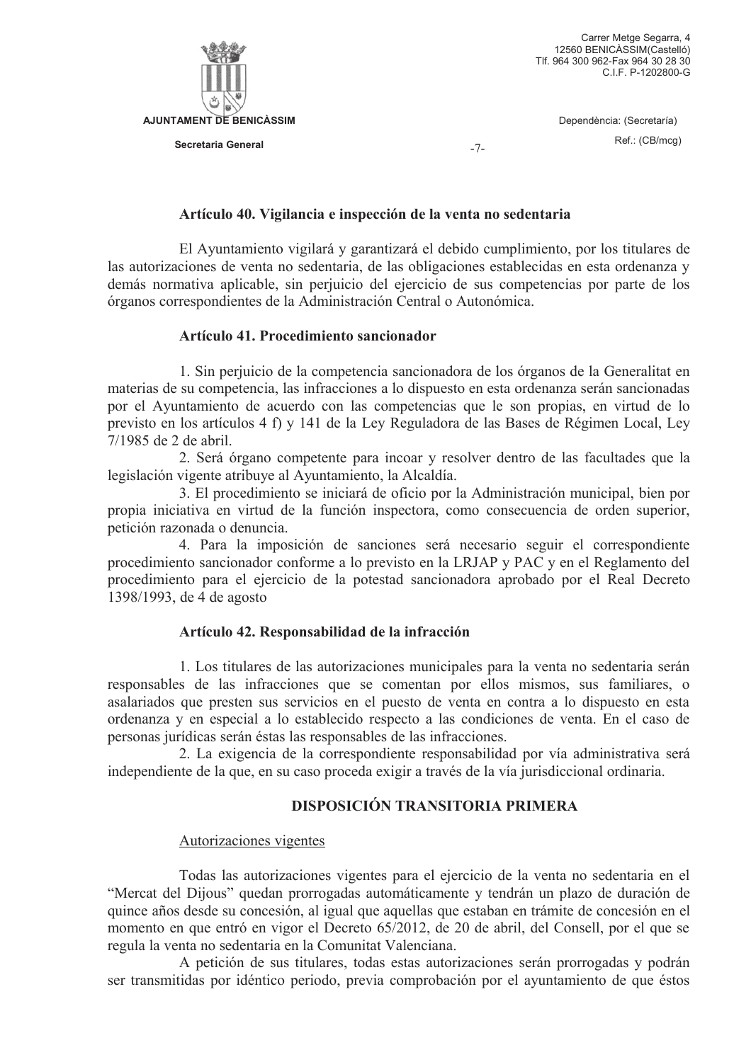### Artículo 40. Vigilancia e inspección de la venta no sedentaria

El Ayuntamiento vigilará y garantizará el debido cumplimiento, por los titulares de las autorizaciones de venta no sedentaria, de las obligaciones establecidas en esta ordenanza y demás normativa aplicable, sin perjuicio del ejercicio de sus competencias por parte de los órganos correspondientes de la Administración Central o Autonómica.

### Artículo 41. Procedimiento sancionador

1. Sin perjuicio de la competencia sancionadora de los órganos de la Generalitat en materias de su competencia, las infracciones a lo dispuesto en esta ordenanza serán sancionadas por el Ayuntamiento de acuerdo con las competencias que le son propias, en virtud de lo previsto en los artículos 4 f) y 141 de la Ley Reguladora de las Bases de Régimen Local, Ley 7/1985 de 2 de abril.

2. Será órgano competente para incoar y resolver dentro de las facultades que la legislación vigente atribuye al Ayuntamiento, la Alcaldía.

3. El procedimiento se iniciará de oficio por la Administración municipal, bien por propia iniciativa en virtud de la función inspectora, como consecuencia de orden superior, petición razonada o denuncia.

4. Para la imposición de sanciones será necesario seguir el correspondiente procedimiento sancionador conforme a lo previsto en la LRJAP y PAC y en el Reglamento del procedimiento para el ejercicio de la potestad sancionadora aprobado por el Real Decreto 1398/1993, de 4 de agosto

### Artículo 42. Responsabilidad de la infracción

1. Los titulares de las autorizaciones municipales para la venta no sedentaria serán responsables de las infracciones que se comentan por ellos mismos, sus familiares, o asalariados que presten sus servicios en el puesto de venta en contra a lo dispuesto en esta ordenanza y en especial a lo establecido respecto a las condiciones de venta. En el caso de personas jurídicas serán éstas las responsables de las infracciones.

2. La exigencia de la correspondiente responsabilidad por vía administrativa será independiente de la que, en su caso proceda exigir a través de la vía jurisdiccional ordinaria.

## DISPOSICIÓN TRANSITORIA PRIMERA

Autorizaciones vigentes

Todas las autorizaciones vigentes para el ejercicio de la venta no sedentaria en el "Mercat del Dijous" quedan prorrogadas automáticamente y tendrán un plazo de duración de quince años desde su concesión, al igual que aquellas que estaban en trámite de concesión en el momento en que entró en vigor el Decreto 65/2012, de 20 de abril, del Consell, por el que se regula la venta no sedentaria en la Comunitat Valenciana.

A petición de sus titulares, todas estas autorizaciones serán prorrogadas y podrán ser transmitidas por idéntico periodo, previa comprobación por el ayuntamiento de que éstos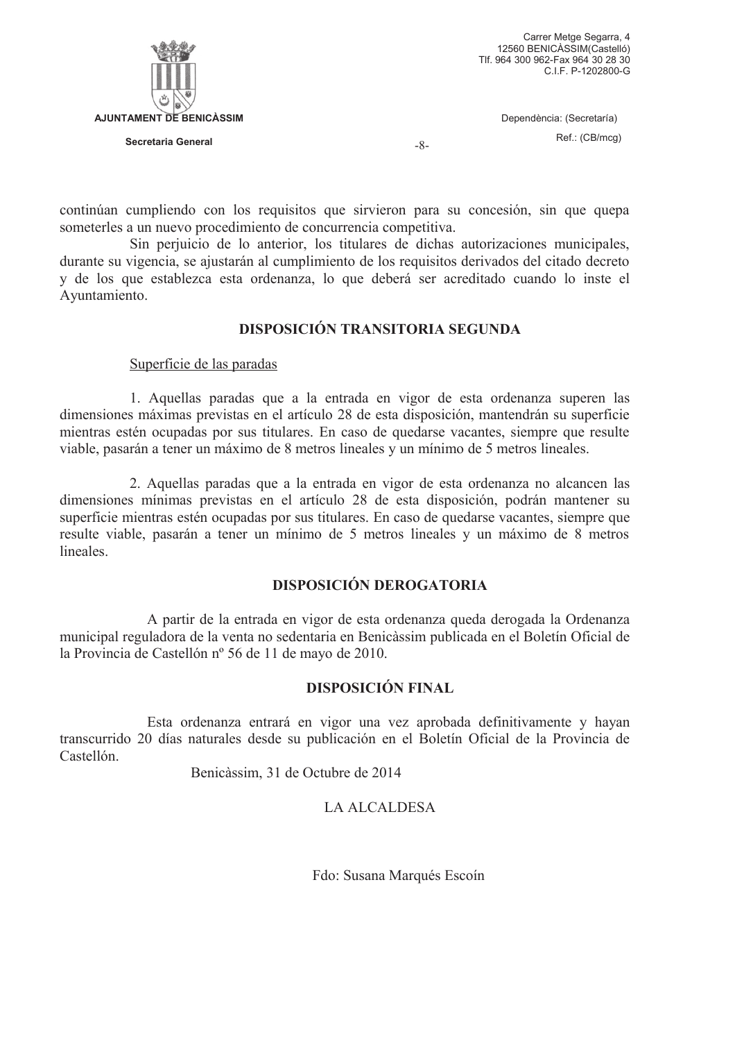continúan cumpliendo con los requisitos que sirvieron para su concesión, sin que quepa someterles a un nuevo procedimiento de concurrencia competitiva.

Sin perjuicio de lo anterior, los titulares de dichas autorizaciones municipales, durante su vigencia, se ajustarán al cumplimiento de los requisitos derivados del citado decreto y de los que establezca esta ordenanza, lo que deberá ser acreditado cuando lo inste el Ayuntamiento.

## DISPOSICIÓN TRANSITORIA SEGUNDA

Superficie de las paradas

1. Aquellas paradas que a la entrada en vigor de esta ordenanza superen las dimensiones máximas previstas en el artículo 28 de esta disposición, mantendrán su superficie mientras estén ocupadas por sus titulares. En caso de quedarse vacantes, siempre que resulte viable, pasarán a tener un máximo de 8 metros lineales y un mínimo de 5 metros lineales.

2. Aquellas paradas que a la entrada en vigor de esta ordenanza no alcancen las dimensiones mínimas previstas en el artículo 28 de esta disposición, podrán mantener su superficie mientras estén ocupadas por sus titulares. En caso de quedarse vacantes, siempre que resulte viable, pasarán a tener un mínimo de 5 metros lineales y un máximo de 8 metros lineales.

## DISPOSICIÓN DEROGATORIA

A partir de la entrada en vigor de esta ordenanza queda derogada la Ordenanza municipal reguladora de la venta no sedentaria en Benicàssim publicada en el Boletín Oficial de la Provincia de Castellón nº 56 de 11 de mayo de 2010.

## DISPOSICIÓN FINAL

Esta ordenanza entrará en vigor una vez aprobada definitivamente y hayan transcurrido 20 días naturales desde su publicación en el Boletín Oficial de la Provincia de Castellón.

Benicàssim, 31 de Octubre de 2014

LA ALCALDESA

Fdo: Susana Marqués Escoín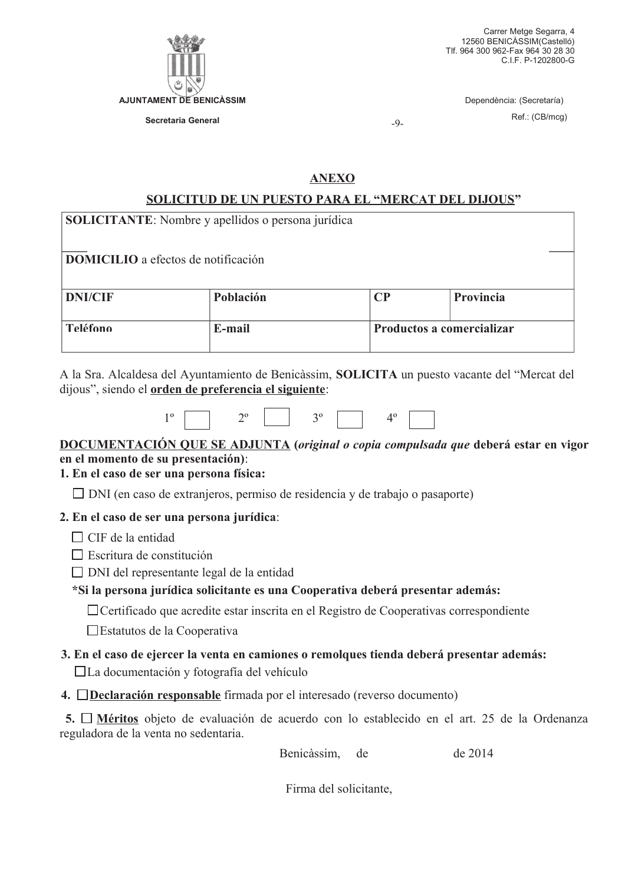AJUNTAMENT DE BENICÀSSIM

Secretaria General

Carrer Metge Segarra, 4
12560 BENICÀSSIM(Castelló)
Tlf. 964 300 962-Fax 964 30 28 30
C.I.F. P-1202800-G

Dependència: (Secretaría)

Ref.: (CB/mcg)

## ANEXO

## SOLICITUD DE UN PUESTO PARA EL "MERCAT DEL DIJOUS"

| **SOLICITANTE**: Nombre y apellidos o persona jurídica | | | |
|---|---|---|---|
| **DOMICILIO** a efectos de notificación | | | |
| **DNI/CIF** | **Población** | **CP** | **Provincia** |
| **Teléfono** | **E-mail** | **Productos a comercializar** | |

A la Sra. Alcaldesa del Ayuntamiento de Benicàssim, **SOLICITA** un puesto vacante del "Mercat del dijous", siendo el **orden de preferencia el siguiente**:

1º ☐ 2º ☐ 3º ☐ 4º ☐

**DOCUMENTACIÓN QUE SE ADJUNTA (*original o copia compulsada que* deberá estar en vigor en el momento de su presentación)**:

**1. En el caso de ser una persona física:**

☐ DNI (en caso de extranjeros, permiso de residencia y de trabajo o pasaporte)

**2. En el caso de ser una persona jurídica**:

☐ CIF de la entidad

☐ Escritura de constitución

☐ DNI del representante legal de la entidad

**\*Si la persona jurídica solicitante es una Cooperativa deberá presentar además:**

☐ Certificado que acredite estar inscrita en el Registro de Cooperativas correspondiente

☐ Estatutos de la Cooperativa

**3. En el caso de ejercer la venta en camiones o remolques tienda deberá presentar además:**

☐ La documentación y fotografía del vehículo

**4.** ☐ **Declaración responsable** firmada por el interesado (reverso documento)

**5.** ☐ **Méritos** objeto de evaluación de acuerdo con lo establecido en el art. 25 de la Ordenanza reguladora de la venta no sedentaria.

Benicàssim, de de 2014

Firma del solicitante,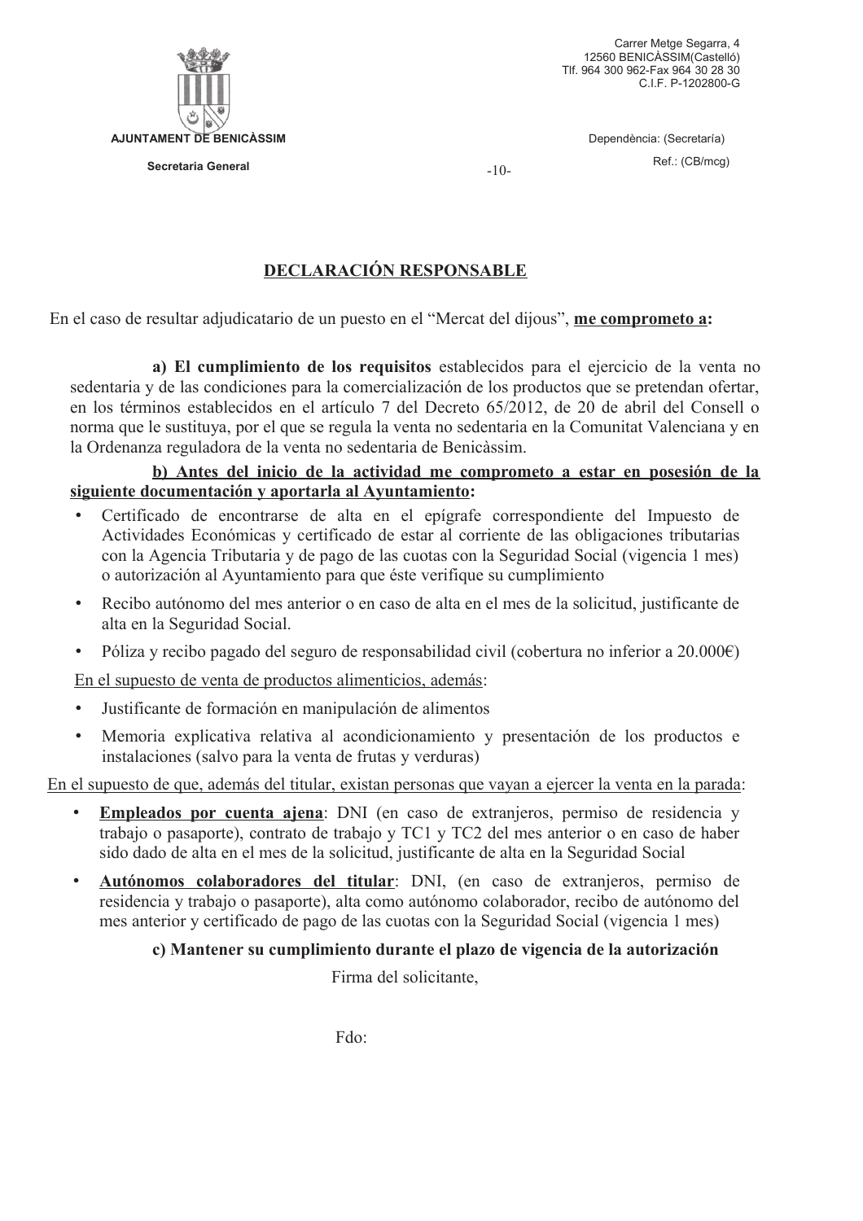AJUNTAMENT DE BENICÀSSIM

Secretaria General

Carrer Metge Segarra, 4
12560 BENICÀSSIM(Castelló)
Tlf. 964 300 962-Fax 964 30 28 30
C.I.F. P-1202800-G

Dependència: (Secretaría)

Ref.: (CB/mcg)

-10-

## DECLARACIÓN RESPONSABLE

En el caso de resultar adjudicatario de un puesto en el "Mercat del dijous", **me comprometo a:**

**a) El cumplimiento de los requisitos** establecidos para el ejercicio de la venta no sedentaria y de las condiciones para la comercialización de los productos que se pretendan ofertar, en los términos establecidos en el artículo 7 del Decreto 65/2012, de 20 de abril del Consell o norma que le sustituya, por el que se regula la venta no sedentaria en la Comunitat Valenciana y en la Ordenanza reguladora de la venta no sedentaria de Benicàssim.

**b) Antes del inicio de la actividad me comprometo a estar en posesión de la siguiente documentación y aportarla al Ayuntamiento:**

- Certificado de encontrarse de alta en el epígrafe correspondiente del Impuesto de Actividades Económicas y certificado de estar al corriente de las obligaciones tributarias con la Agencia Tributaria y de pago de las cuotas con la Seguridad Social (vigencia 1 mes) o autorización al Ayuntamiento para que éste verifique su cumplimiento
- Recibo autónomo del mes anterior o en caso de alta en el mes de la solicitud, justificante de alta en la Seguridad Social.
- Póliza y recibo pagado del seguro de responsabilidad civil (cobertura no inferior a 20.000€)

En el supuesto de venta de productos alimenticios, además:

- Justificante de formación en manipulación de alimentos
- Memoria explicativa relativa al acondicionamiento y presentación de los productos e instalaciones (salvo para la venta de frutas y verduras)

En el supuesto de que, además del titular, existan personas que vayan a ejercer la venta en la parada:

- **Empleados por cuenta ajena**: DNI (en caso de extranjeros, permiso de residencia y trabajo o pasaporte), contrato de trabajo y TC1 y TC2 del mes anterior o en caso de haber sido dado de alta en el mes de la solicitud, justificante de alta en la Seguridad Social
- **Autónomos colaboradores del titular**: DNI, (en caso de extranjeros, permiso de residencia y trabajo o pasaporte), alta como autónomo colaborador, recibo de autónomo del mes anterior y certificado de pago de las cuotas con la Seguridad Social (vigencia 1 mes)

**c) Mantener su cumplimiento durante el plazo de vigencia de la autorización**

Firma del solicitante,

Fdo: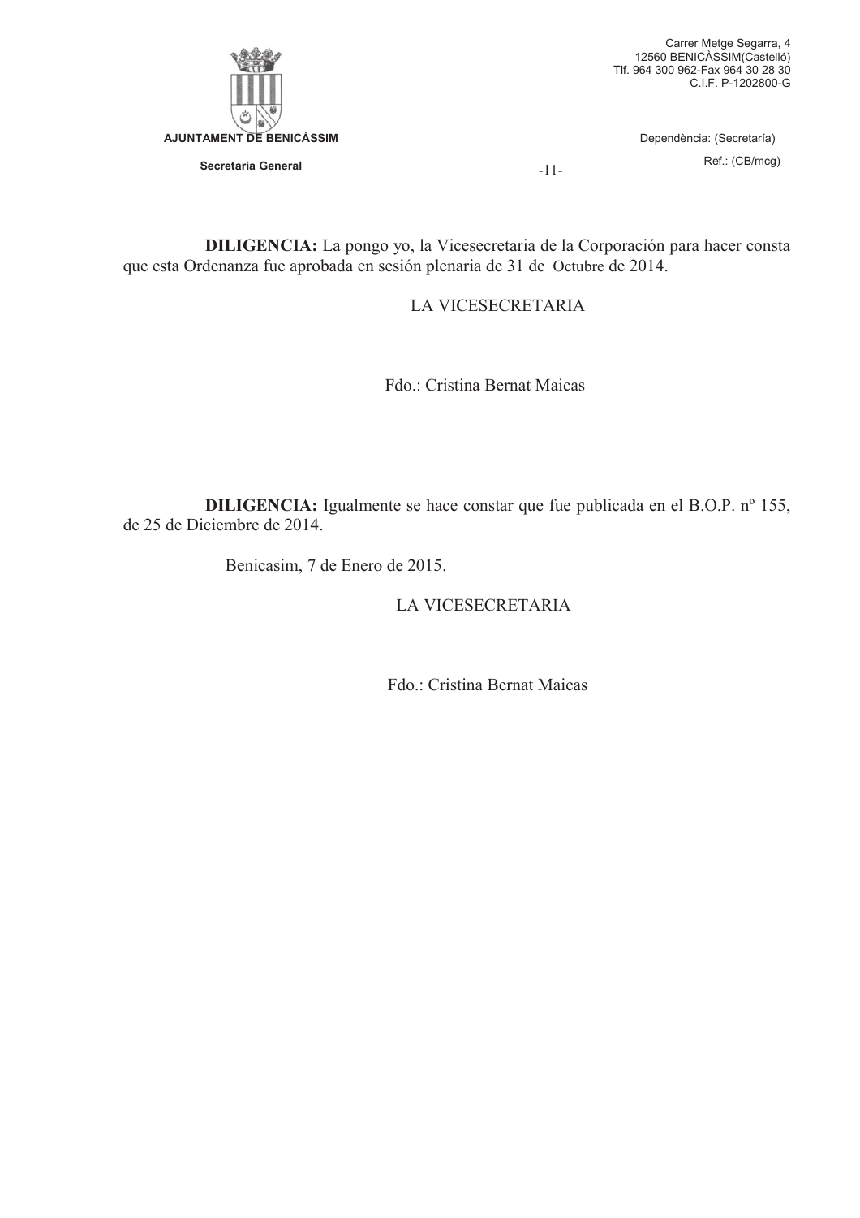**DILIGENCIA:** La pongo yo, la Vicesecretaria de la Corporación para hacer consta que esta Ordenanza fue aprobada en sesión plenaria de 31 de Octubre de 2014.

LA VICESECRETARIA

Fdo.: Cristina Bernat Maicas

**DILIGENCIA:** Igualmente se hace constar que fue publicada en el B.O.P. nº 155, de 25 de Diciembre de 2014.

Benicasim, 7 de Enero de 2015.

LA VICESECRETARIA

Fdo.: Cristina Bernat Maicas